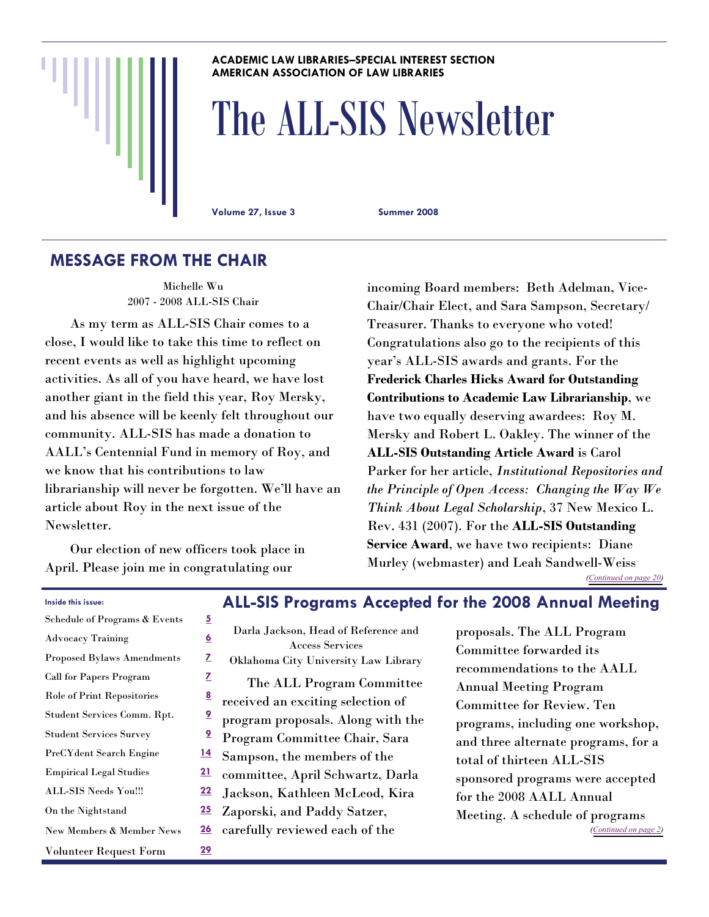**ACADEMIC LAW LIBRARIES–SPECIAL INTEREST SECTION**
**AMERICAN ASSOCIATION OF LAW LIBRARIES**

# The ALL-SIS Newsletter

**Volume 27, Issue 3** **Summer 2008**

## MESSAGE FROM THE CHAIR

Michelle Wu
2007 - 2008 ALL-SIS Chair

As my term as ALL-SIS Chair comes to a close, I would like to take this time to reflect on recent events as well as highlight upcoming activities. As all of you have heard, we have lost another giant in the field this year, Roy Mersky, and his absence will be keenly felt throughout our community. ALL-SIS has made a donation to AALL's Centennial Fund in memory of Roy, and we know that his contributions to law librarianship will never be forgotten. We'll have an article about Roy in the next issue of the Newsletter.

Our election of new officers took place in April. Please join me in congratulating our incoming Board members: Beth Adelman, Vice-Chair/Chair Elect, and Sara Sampson, Secretary/Treasurer. Thanks to everyone who voted! Congratulations also go to the recipients of this year's ALL-SIS awards and grants. For the **Frederick Charles Hicks Award for Outstanding Contributions to Academic Law Librarianship**, we have two equally deserving awardees: Roy M. Mersky and Robert L. Oakley. The winner of the **ALL-SIS Outstanding Article Award** is Carol Parker for her article, *Institutional Repositories and the Principle of Open Access: Changing the Way We Think About Legal Scholarship*, 37 New Mexico L. Rev. 431 (2007). For the **ALL-SIS Outstanding Service Award**, we have two recipients: Diane Murley (webmaster) and Leah Sandwell-Weiss

*(Continued on page 20)*

**Inside this issue:**

| | |
|---|---|
| Schedule of Programs & Events | 5 |
| Advocacy Training | 6 |
| Proposed Bylaws Amendments | 7 |
| Call for Papers Program | 7 |
| Role of Print Repositories | 8 |
| Student Services Comm. Rpt. | 9 |
| Student Services Survey | 9 |
| PreCYdent Search Engine | 14 |
| Empirical Legal Studies | 21 |
| ALL-SIS Needs You!!! | 22 |
| On the Nightstand | 25 |
| New Members & Member News | 26 |
| Volunteer Request Form | 29 |

## ALL-SIS Programs Accepted for the 2008 Annual Meeting

Darla Jackson, Head of Reference and Access Services
Oklahoma City University Law Library

The ALL Program Committee received an exciting selection of program proposals. Along with the Program Committee Chair, Sara Sampson, the members of the committee, April Schwartz, Darla Jackson, Kathleen McLeod, Kira Zaporski, and Paddy Satzer, carefully reviewed each of the proposals. The ALL Program Committee forwarded its recommendations to the AALL Annual Meeting Program Committee for Review. Ten programs, including one workshop, and three alternate programs, for a total of thirteen ALL-SIS sponsored programs were accepted for the 2008 AALL Annual Meeting. A schedule of programs

*(Continued on page 2)*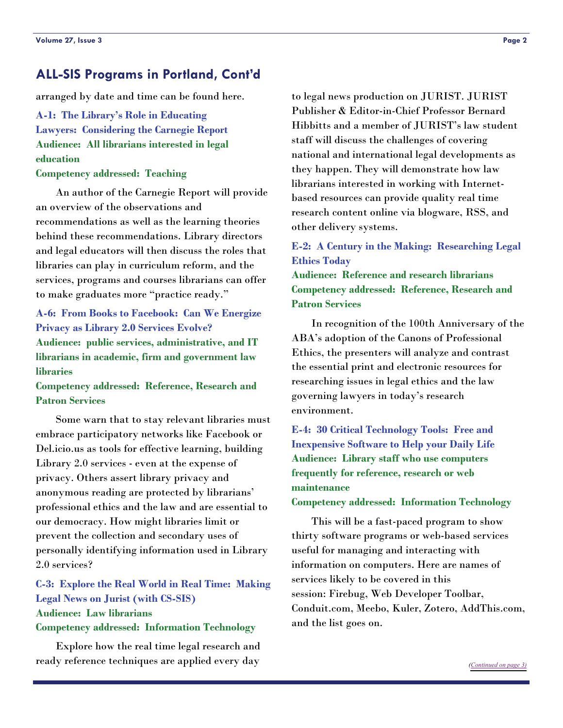## ALL-SIS Programs in Portland, Cont'd

arranged by date and time can be found here.

**A-1: The Library's Role in Educating Lawyers: Considering the Carnegie Report**
**Audience: All librarians interested in legal education**
**Competency addressed: Teaching**

An author of the Carnegie Report will provide an overview of the observations and recommendations as well as the learning theories behind these recommendations. Library directors and legal educators will then discuss the roles that libraries can play in curriculum reform, and the services, programs and courses librarians can offer to make graduates more "practice ready."

**A-6: From Books to Facebook: Can We Energize Privacy as Library 2.0 Services Evolve?**
**Audience: public services, administrative, and IT librarians in academic, firm and government law libraries**
**Competency addressed: Reference, Research and Patron Services**

Some warn that to stay relevant libraries must embrace participatory networks like Facebook or Del.icio.us as tools for effective learning, building Library 2.0 services - even at the expense of privacy. Others assert library privacy and anonymous reading are protected by librarians' professional ethics and the law and are essential to our democracy. How might libraries limit or prevent the collection and secondary uses of personally identifying information used in Library 2.0 services?

**C-3: Explore the Real World in Real Time: Making Legal News on Jurist (with CS-SIS)**
**Audience: Law librarians**
**Competency addressed: Information Technology**

Explore how the real time legal research and ready reference techniques are applied every day to legal news production on JURIST. JURIST Publisher & Editor-in-Chief Professor Bernard Hibbitts and a member of JURIST's law student staff will discuss the challenges of covering national and international legal developments as they happen. They will demonstrate how law librarians interested in working with Internet-based resources can provide quality real time research content online via blogware, RSS, and other delivery systems.

**E-2: A Century in the Making: Researching Legal Ethics Today**
**Audience: Reference and research librarians**
**Competency addressed: Reference, Research and Patron Services**

In recognition of the 100th Anniversary of the ABA's adoption of the Canons of Professional Ethics, the presenters will analyze and contrast the essential print and electronic resources for researching issues in legal ethics and the law governing lawyers in today's research environment.

**E-4: 30 Critical Technology Tools: Free and Inexpensive Software to Help your Daily Life**
**Audience: Library staff who use computers frequently for reference, research or web maintenance**
**Competency addressed: Information Technology**

This will be a fast-paced program to show thirty software programs or web-based services useful for managing and interacting with information on computers. Here are names of services likely to be covered in this session: Firebug, Web Developer Toolbar, Conduit.com, Meebo, Kuler, Zotero, AddThis.com, and the list goes on.

*(Continued on page 3)*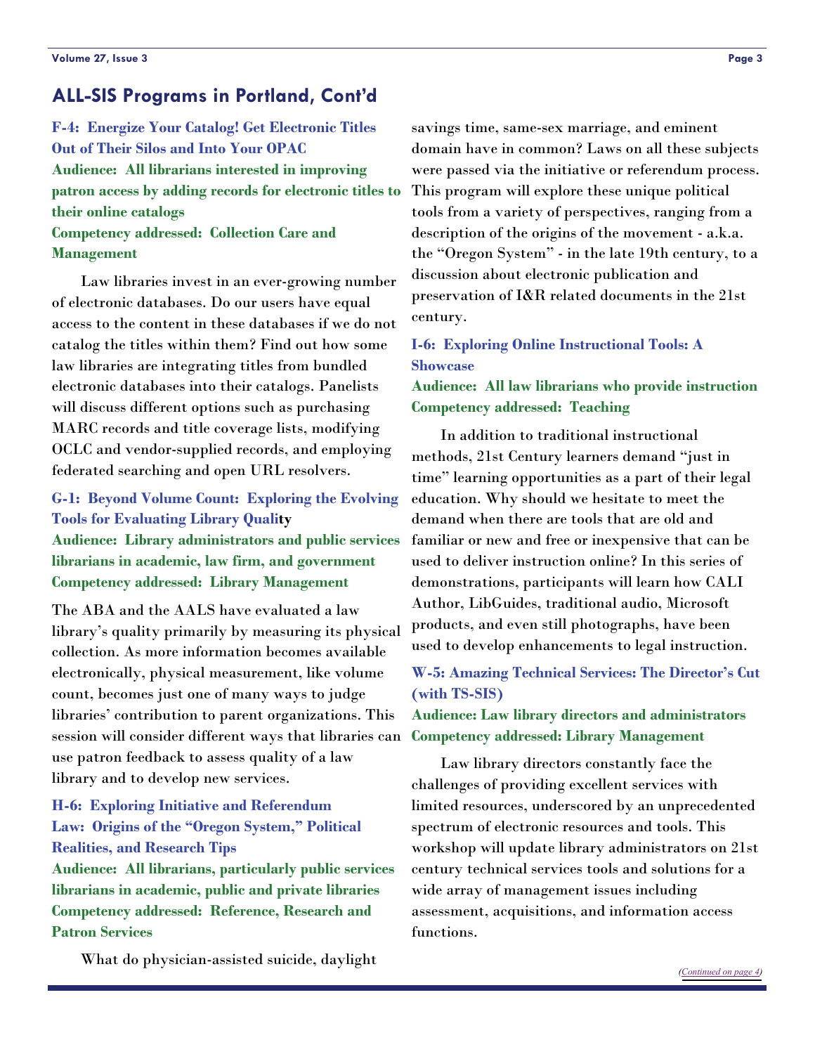## ALL-SIS Programs in Portland, Cont'd

**F-4: Energize Your Catalog! Get Electronic Titles Out of Their Silos and Into Your OPAC**

**Audience: All librarians interested in improving patron access by adding records for electronic titles to their online catalogs**

**Competency addressed: Collection Care and Management**

Law libraries invest in an ever-growing number of electronic databases. Do our users have equal access to the content in these databases if we do not catalog the titles within them? Find out how some law libraries are integrating titles from bundled electronic databases into their catalogs. Panelists will discuss different options such as purchasing MARC records and title coverage lists, modifying OCLC and vendor-supplied records, and employing federated searching and open URL resolvers.

**G-1: Beyond Volume Count: Exploring the Evolving Tools for Evaluating Library Quality**

**Audience: Library administrators and public services librarians in academic, law firm, and government**

**Competency addressed: Library Management**

The ABA and the AALS have evaluated a law library's quality primarily by measuring its physical collection. As more information becomes available electronically, physical measurement, like volume count, becomes just one of many ways to judge libraries' contribution to parent organizations. This session will consider different ways that libraries can use patron feedback to assess quality of a law library and to develop new services.

**H-6: Exploring Initiative and Referendum Law: Origins of the "Oregon System," Political Realities, and Research Tips**

**Audience: All librarians, particularly public services librarians in academic, public and private libraries**

**Competency addressed: Reference, Research and Patron Services**

What do physician-assisted suicide, daylight savings time, same-sex marriage, and eminent domain have in common? Laws on all these subjects were passed via the initiative or referendum process. This program will explore these unique political tools from a variety of perspectives, ranging from a description of the origins of the movement - a.k.a. the "Oregon System" - in the late 19th century, to a discussion about electronic publication and preservation of I&R related documents in the 21st century.

**I-6: Exploring Online Instructional Tools: A Showcase**

**Audience: All law librarians who provide instruction**

**Competency addressed: Teaching**

In addition to traditional instructional methods, 21st Century learners demand "just in time" learning opportunities as a part of their legal education. Why should we hesitate to meet the demand when there are tools that are old and familiar or new and free or inexpensive that can be used to deliver instruction online? In this series of demonstrations, participants will learn how CALI Author, LibGuides, traditional audio, Microsoft products, and even still photographs, have been used to develop enhancements to legal instruction.

**W-5: Amazing Technical Services: The Director's Cut (with TS-SIS)**

**Audience: Law library directors and administrators**

**Competency addressed: Library Management**

Law library directors constantly face the challenges of providing excellent services with limited resources, underscored by an unprecedented spectrum of electronic resources and tools. This workshop will update library administrators on 21st century technical services tools and solutions for a wide array of management issues including assessment, acquisitions, and information access functions.

*(Continued on page 4)*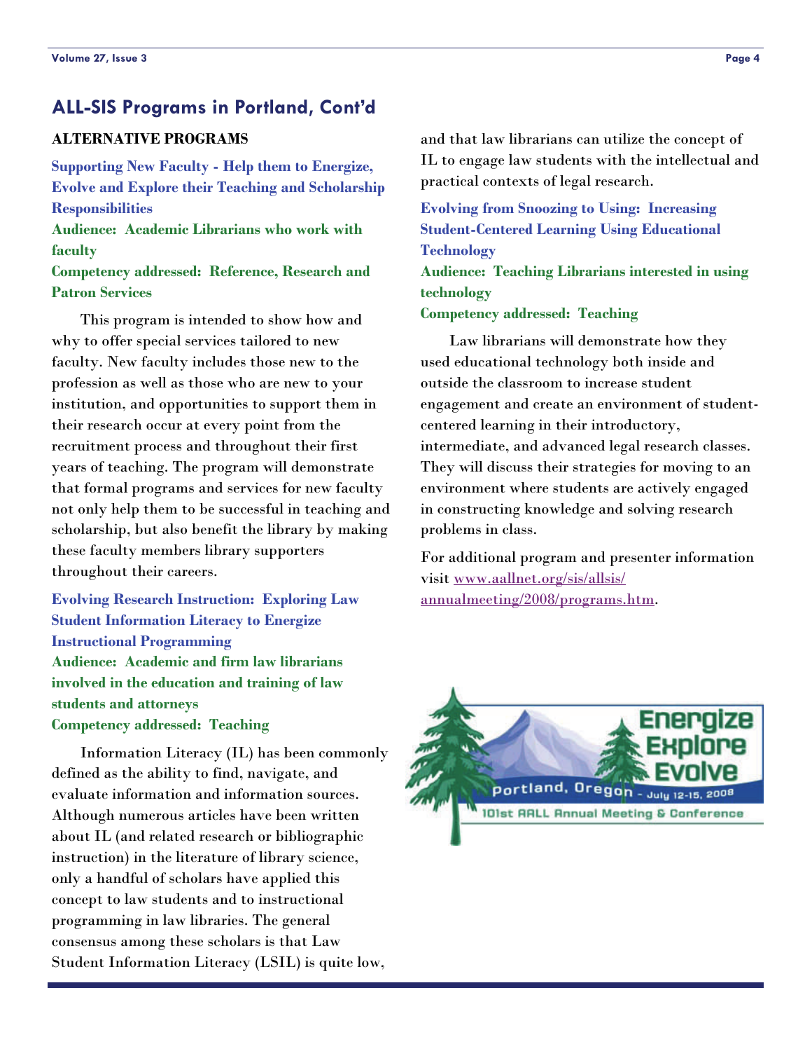## ALL-SIS Programs in Portland, Cont'd

**ALTERNATIVE PROGRAMS**

**Supporting New Faculty - Help them to Energize, Evolve and Explore their Teaching and Scholarship Responsibilities**
**Audience: Academic Librarians who work with faculty**
**Competency addressed: Reference, Research and Patron Services**

This program is intended to show how and why to offer special services tailored to new faculty. New faculty includes those new to the profession as well as those who are new to your institution, and opportunities to support them in their research occur at every point from the recruitment process and throughout their first years of teaching. The program will demonstrate that formal programs and services for new faculty not only help them to be successful in teaching and scholarship, but also benefit the library by making these faculty members library supporters throughout their careers.

**Evolving Research Instruction: Exploring Law Student Information Literacy to Energize Instructional Programming**
**Audience: Academic and firm law librarians involved in the education and training of law students and attorneys**
**Competency addressed: Teaching**

Information Literacy (IL) has been commonly defined as the ability to find, navigate, and evaluate information and information sources. Although numerous articles have been written about IL (and related research or bibliographic instruction) in the literature of library science, only a handful of scholars have applied this concept to law students and to instructional programming in law libraries. The general consensus among these scholars is that Law Student Information Literacy (LSIL) is quite low, and that law librarians can utilize the concept of IL to engage law students with the intellectual and practical contexts of legal research.

**Evolving from Snoozing to Using: Increasing Student-Centered Learning Using Educational Technology**
**Audience: Teaching Librarians interested in using technology**
**Competency addressed: Teaching**

Law librarians will demonstrate how they used educational technology both inside and outside the classroom to increase student engagement and create an environment of student-centered learning in their introductory, intermediate, and advanced legal research classes. They will discuss their strategies for moving to an environment where students are actively engaged in constructing knowledge and solving research problems in class.

For additional program and presenter information visit [www.aallnet.org/sis/allsis/annualmeeting/2008/programs.htm](http://www.aallnet.org/sis/allsis/annualmeeting/2008/programs.htm).

Energize Explore Evolve
Portland, Oregon - July 12-15, 2008
101st AALL Annual Meeting & Conference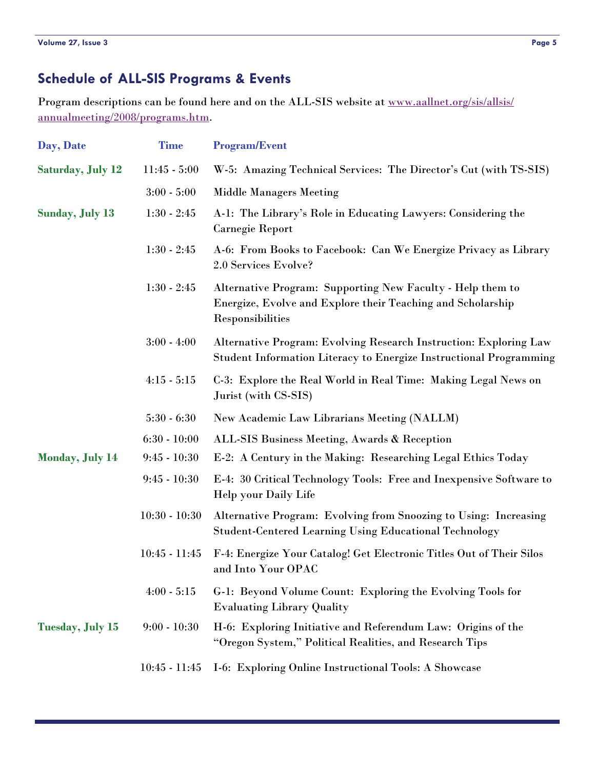## Schedule of ALL-SIS Programs & Events

Program descriptions can be found here and on the ALL-SIS website at www.aallnet.org/sis/allsis/annualmeeting/2008/programs.htm.

| Day, Date | Time | Program/Event |
| --- | --- | --- |
| Saturday, July 12 | 11:45 - 5:00 | W-5: Amazing Technical Services: The Director's Cut (with TS-SIS) |
| | 3:00 - 5:00 | Middle Managers Meeting |
| Sunday, July 13 | 1:30 - 2:45 | A-1: The Library's Role in Educating Lawyers: Considering the Carnegie Report |
| | 1:30 - 2:45 | A-6: From Books to Facebook: Can We Energize Privacy as Library 2.0 Services Evolve? |
| | 1:30 - 2:45 | Alternative Program: Supporting New Faculty - Help them to Energize, Evolve and Explore their Teaching and Scholarship Responsibilities |
| | 3:00 - 4:00 | Alternative Program: Evolving Research Instruction: Exploring Law Student Information Literacy to Energize Instructional Programming |
| | 4:15 - 5:15 | C-3: Explore the Real World in Real Time: Making Legal News on Jurist (with CS-SIS) |
| | 5:30 - 6:30 | New Academic Law Librarians Meeting (NALLM) |
| | 6:30 - 10:00 | ALL-SIS Business Meeting, Awards & Reception |
| Monday, July 14 | 9:45 - 10:30 | E-2: A Century in the Making: Researching Legal Ethics Today |
| | 9:45 - 10:30 | E-4: 30 Critical Technology Tools: Free and Inexpensive Software to Help your Daily Life |
| | 10:30 - 10:30 | Alternative Program: Evolving from Snoozing to Using: Increasing Student-Centered Learning Using Educational Technology |
| | 10:45 - 11:45 | F-4: Energize Your Catalog! Get Electronic Titles Out of Their Silos and Into Your OPAC |
| | 4:00 - 5:15 | G-1: Beyond Volume Count: Exploring the Evolving Tools for Evaluating Library Quality |
| Tuesday, July 15 | 9:00 - 10:30 | H-6: Exploring Initiative and Referendum Law: Origins of the "Oregon System," Political Realities, and Research Tips |
| | 10:45 - 11:45 | I-6: Exploring Online Instructional Tools: A Showcase |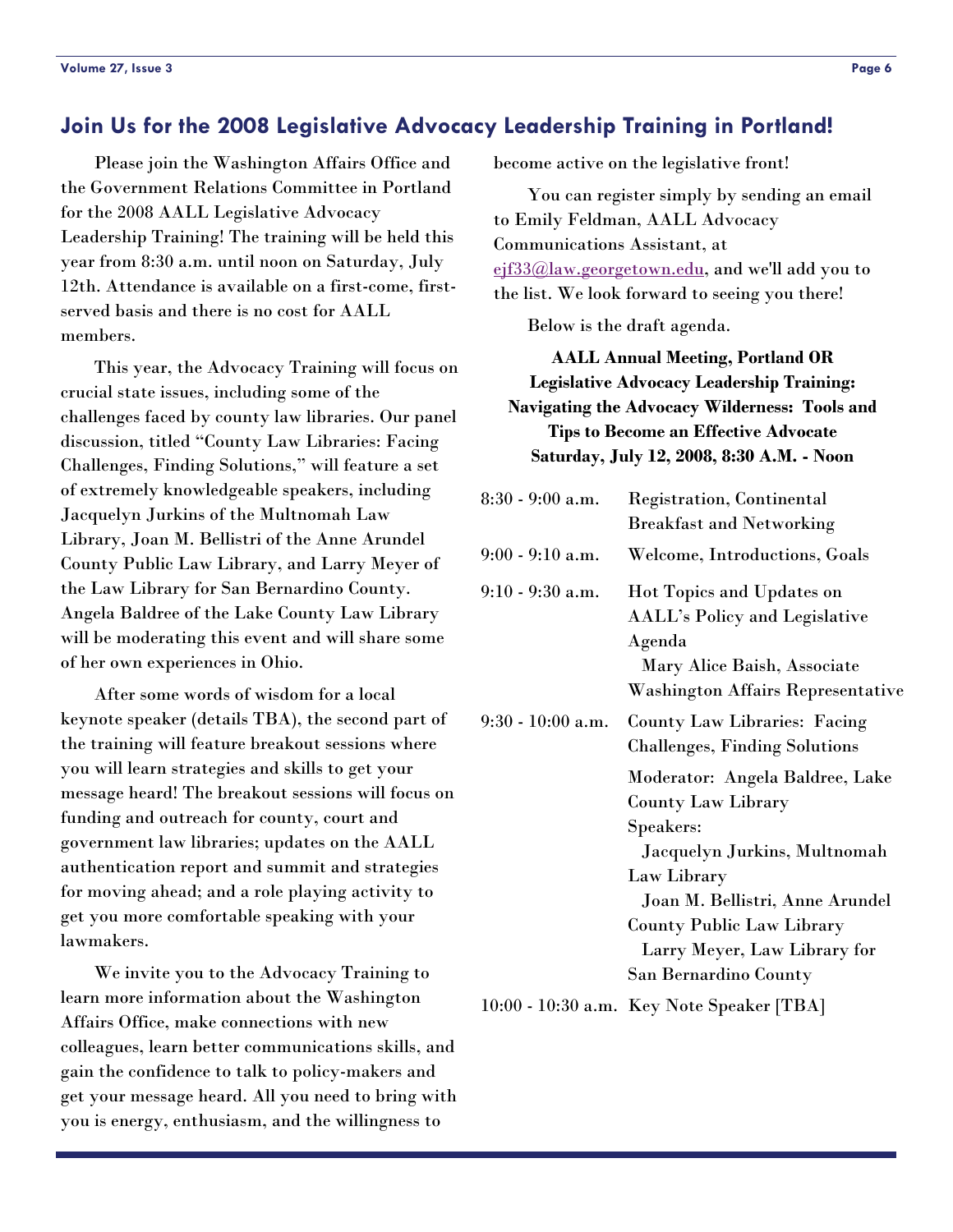## Join Us for the 2008 Legislative Advocacy Leadership Training in Portland!

Please join the Washington Affairs Office and the Government Relations Committee in Portland for the 2008 AALL Legislative Advocacy Leadership Training! The training will be held this year from 8:30 a.m. until noon on Saturday, July 12th. Attendance is available on a first-come, first-served basis and there is no cost for AALL members.

This year, the Advocacy Training will focus on crucial state issues, including some of the challenges faced by county law libraries. Our panel discussion, titled "County Law Libraries: Facing Challenges, Finding Solutions," will feature a set of extremely knowledgeable speakers, including Jacquelyn Jurkins of the Multnomah Law Library, Joan M. Bellistri of the Anne Arundel County Public Law Library, and Larry Meyer of the Law Library for San Bernardino County. Angela Baldree of the Lake County Law Library will be moderating this event and will share some of her own experiences in Ohio.

After some words of wisdom for a local keynote speaker (details TBA), the second part of the training will feature breakout sessions where you will learn strategies and skills to get your message heard! The breakout sessions will focus on funding and outreach for county, court and government law libraries; updates on the AALL authentication report and summit and strategies for moving ahead; and a role playing activity to get you more comfortable speaking with your lawmakers.

We invite you to the Advocacy Training to learn more information about the Washington Affairs Office, make connections with new colleagues, learn better communications skills, and gain the confidence to talk to policy-makers and get your message heard. All you need to bring with you is energy, enthusiasm, and the willingness to become active on the legislative front!

You can register simply by sending an email to Emily Feldman, AALL Advocacy Communications Assistant, at ejf33@law.georgetown.edu, and we'll add you to the list. We look forward to seeing you there!

Below is the draft agenda.

**AALL Annual Meeting, Portland OR**
**Legislative Advocacy Leadership Training:**
**Navigating the Advocacy Wilderness: Tools and Tips to Become an Effective Advocate**
**Saturday, July 12, 2008, 8:30 A.M. - Noon**

| Time | Session |
|---|---|
| 8:30 - 9:00 a.m. | Registration, Continental Breakfast and Networking |
| 9:00 - 9:10 a.m. | Welcome, Introductions, Goals |
| 9:10 - 9:30 a.m. | Hot Topics and Updates on AALL's Policy and Legislative Agenda<br>Mary Alice Baish, Associate Washington Affairs Representative |
| 9:30 - 10:00 a.m. | County Law Libraries: Facing Challenges, Finding Solutions<br>Moderator: Angela Baldree, Lake County Law Library<br>Speakers:<br>Jacquelyn Jurkins, Multnomah Law Library<br>Joan M. Bellistri, Anne Arundel County Public Law Library<br>Larry Meyer, Law Library for San Bernardino County |
| 10:00 - 10:30 a.m. | Key Note Speaker [TBA] |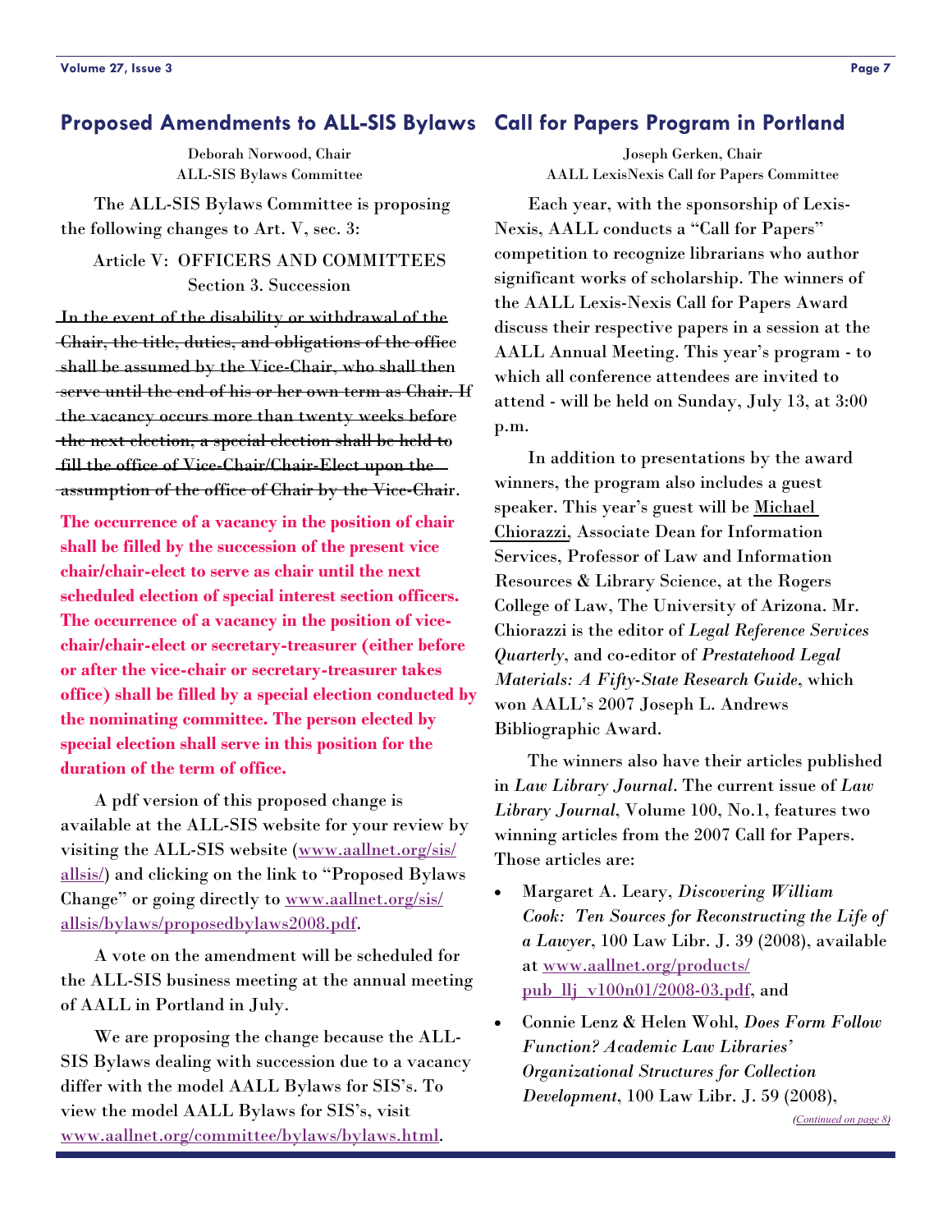## Proposed Amendments to ALL-SIS Bylaws

Deborah Norwood, Chair
ALL-SIS Bylaws Committee

The ALL-SIS Bylaws Committee is proposing the following changes to Art. V, sec. 3:

Article V: OFFICERS AND COMMITTEES
Section 3. Succession

~~In the event of the disability or withdrawal of the Chair, the title, duties, and obligations of the office shall be assumed by the Vice-Chair, who shall then serve until the end of his or her own term as Chair. If the vacancy occurs more than twenty weeks before the next election, a special election shall be held to fill the office of Vice-Chair/Chair-Elect upon the assumption of the office of Chair by the Vice-Chair~~.

**The occurrence of a vacancy in the position of chair shall be filled by the succession of the present vice chair/chair-elect to serve as chair until the next scheduled election of special interest section officers. The occurrence of a vacancy in the position of vice-chair/chair-elect or secretary-treasurer (either before or after the vice-chair or secretary-treasurer takes office) shall be filled by a special election conducted by the nominating committee. The person elected by special election shall serve in this position for the duration of the term of office.**

A pdf version of this proposed change is available at the ALL-SIS website for your review by visiting the ALL-SIS website (www.aallnet.org/sis/allsis/) and clicking on the link to "Proposed Bylaws Change" or going directly to www.aallnet.org/sis/allsis/bylaws/proposedbylaws2008.pdf.

A vote on the amendment will be scheduled for the ALL-SIS business meeting at the annual meeting of AALL in Portland in July.

We are proposing the change because the ALL-SIS Bylaws dealing with succession due to a vacancy differ with the model AALL Bylaws for SIS's. To view the model AALL Bylaws for SIS's, visit www.aallnet.org/committee/bylaws/bylaws.html.

## Call for Papers Program in Portland

Joseph Gerken, Chair
AALL LexisNexis Call for Papers Committee

Each year, with the sponsorship of Lexis-Nexis, AALL conducts a "Call for Papers" competition to recognize librarians who author significant works of scholarship. The winners of the AALL Lexis-Nexis Call for Papers Award discuss their respective papers in a session at the AALL Annual Meeting. This year's program - to which all conference attendees are invited to attend - will be held on Sunday, July 13, at 3:00 p.m.

In addition to presentations by the award winners, the program also includes a guest speaker. This year's guest will be Michael Chiorazzi, Associate Dean for Information Services, Professor of Law and Information Resources & Library Science, at the Rogers College of Law, The University of Arizona. Mr. Chiorazzi is the editor of *Legal Reference Services Quarterly*, and co-editor of *Prestatehood Legal Materials: A Fifty-State Research Guide*, which won AALL's 2007 Joseph L. Andrews Bibliographic Award.

The winners also have their articles published in *Law Library Journal*. The current issue of *Law Library Journal*, Volume 100, No.1, features two winning articles from the 2007 Call for Papers. Those articles are:

- Margaret A. Leary, *Discovering William Cook: Ten Sources for Reconstructing the Life of a Lawyer*, 100 Law Libr. J. 39 (2008), available at www.aallnet.org/products/pub_llj_v100n01/2008-03.pdf, and
- Connie Lenz & Helen Wohl, *Does Form Follow Function? Academic Law Libraries' Organizational Structures for Collection Development*, 100 Law Libr. J. 59 (2008),

(Continued on page 8)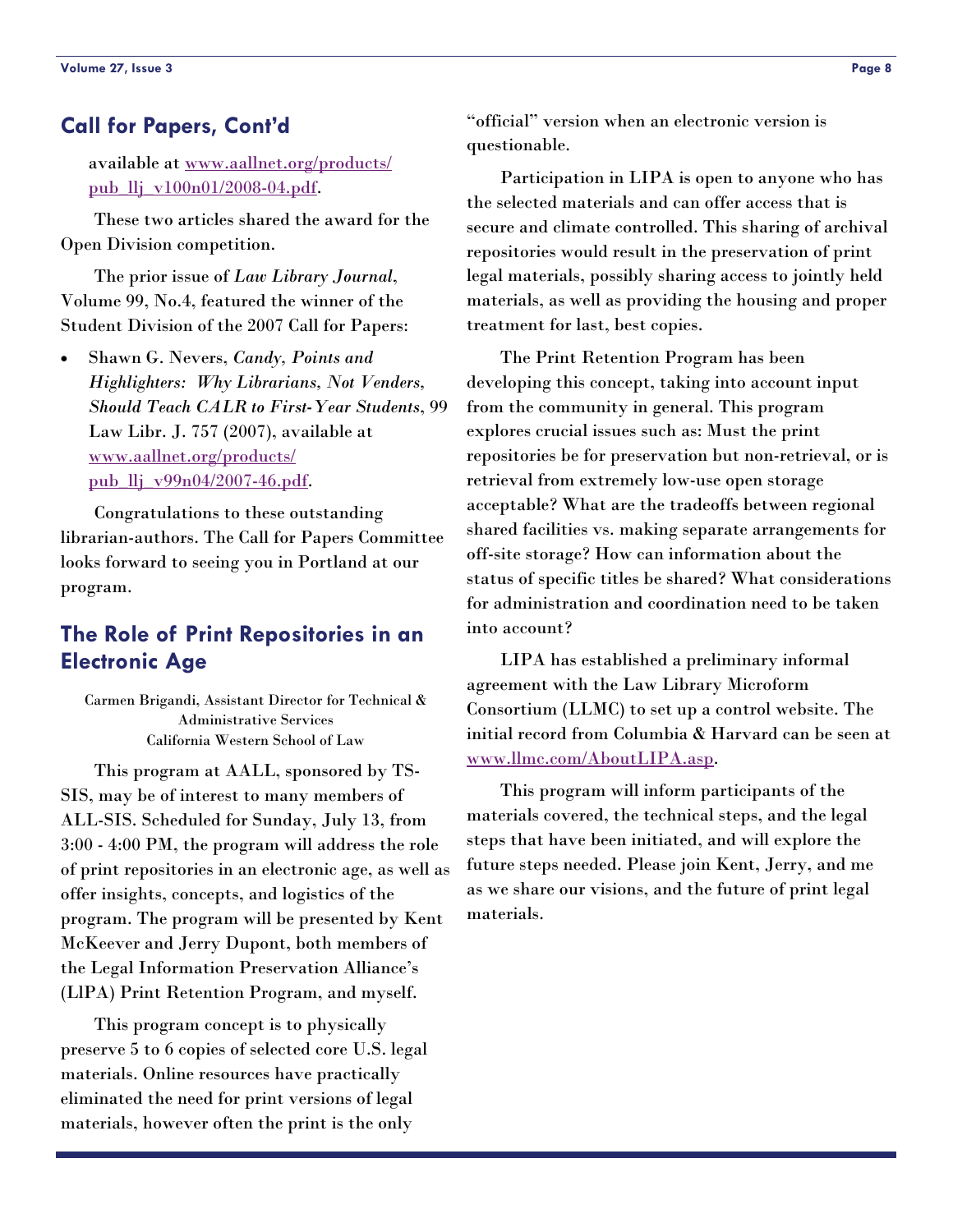## Call for Papers, Cont'd

available at [www.aallnet.org/products/pub_llj_v100n01/2008-04.pdf](www.aallnet.org/products/pub_llj_v100n01/2008-04.pdf).

These two articles shared the award for the Open Division competition.

The prior issue of *Law Library Journal*, Volume 99, No.4, featured the winner of the Student Division of the 2007 Call for Papers:

- Shawn G. Nevers, *Candy, Points and Highlighters: Why Librarians, Not Venders, Should Teach CALR to First-Year Students*, 99 Law Libr. J. 757 (2007), available at [www.aallnet.org/products/pub_llj_v99n04/2007-46.pdf](www.aallnet.org/products/pub_llj_v99n04/2007-46.pdf).

Congratulations to these outstanding librarian-authors. The Call for Papers Committee looks forward to seeing you in Portland at our program.

## The Role of Print Repositories in an Electronic Age

Carmen Brigandi, Assistant Director for Technical & Administrative Services
California Western School of Law

This program at AALL, sponsored by TS-SIS, may be of interest to many members of ALL-SIS. Scheduled for Sunday, July 13, from 3:00 - 4:00 PM, the program will address the role of print repositories in an electronic age, as well as offer insights, concepts, and logistics of the program. The program will be presented by Kent McKeever and Jerry Dupont, both members of the Legal Information Preservation Alliance's (LIPA) Print Retention Program, and myself.

This program concept is to physically preserve 5 to 6 copies of selected core U.S. legal materials. Online resources have practically eliminated the need for print versions of legal materials, however often the print is the only "official" version when an electronic version is questionable.

Participation in LIPA is open to anyone who has the selected materials and can offer access that is secure and climate controlled. This sharing of archival repositories would result in the preservation of print legal materials, possibly sharing access to jointly held materials, as well as providing the housing and proper treatment for last, best copies.

The Print Retention Program has been developing this concept, taking into account input from the community in general. This program explores crucial issues such as: Must the print repositories be for preservation but non-retrieval, or is retrieval from extremely low-use open storage acceptable? What are the tradeoffs between regional shared facilities vs. making separate arrangements for off-site storage? How can information about the status of specific titles be shared? What considerations for administration and coordination need to be taken into account?

LIPA has established a preliminary informal agreement with the Law Library Microform Consortium (LLMC) to set up a control website. The initial record from Columbia & Harvard can be seen at [www.llmc.com/AboutLIPA.asp](www.llmc.com/AboutLIPA.asp).

This program will inform participants of the materials covered, the technical steps, and the legal steps that have been initiated, and will explore the future steps needed. Please join Kent, Jerry, and me as we share our visions, and the future of print legal materials.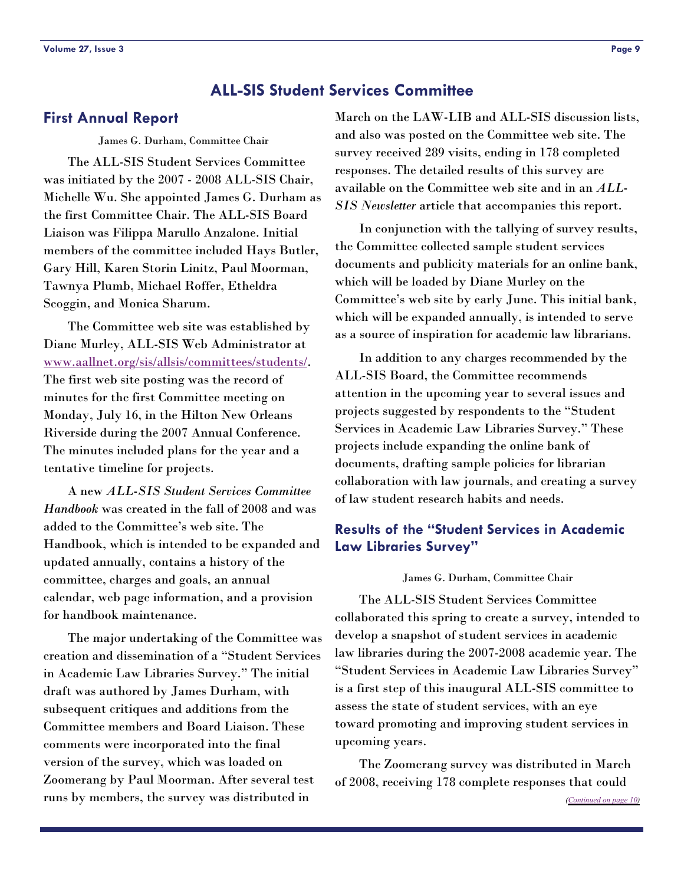# ALL-SIS Student Services Committee

## First Annual Report

James G. Durham, Committee Chair

The ALL-SIS Student Services Committee was initiated by the 2007 - 2008 ALL-SIS Chair, Michelle Wu. She appointed James G. Durham as the first Committee Chair. The ALL-SIS Board Liaison was Filippa Marullo Anzalone. Initial members of the committee included Hays Butler, Gary Hill, Karen Storin Linitz, Paul Moorman, Tawnya Plumb, Michael Roffer, Etheldra Scoggin, and Monica Sharum.

The Committee web site was established by Diane Murley, ALL-SIS Web Administrator at www.aallnet.org/sis/allsis/committees/students/. The first web site posting was the record of minutes for the first Committee meeting on Monday, July 16, in the Hilton New Orleans Riverside during the 2007 Annual Conference. The minutes included plans for the year and a tentative timeline for projects.

A new *ALL-SIS Student Services Committee Handbook* was created in the fall of 2008 and was added to the Committee's web site. The Handbook, which is intended to be expanded and updated annually, contains a history of the committee, charges and goals, an annual calendar, web page information, and a provision for handbook maintenance.

The major undertaking of the Committee was creation and dissemination of a "Student Services in Academic Law Libraries Survey." The initial draft was authored by James Durham, with subsequent critiques and additions from the Committee members and Board Liaison. These comments were incorporated into the final version of the survey, which was loaded on Zoomerang by Paul Moorman. After several test runs by members, the survey was distributed in March on the LAW-LIB and ALL-SIS discussion lists, and also was posted on the Committee web site. The survey received 289 visits, ending in 178 completed responses. The detailed results of this survey are available on the Committee web site and in an *ALL-SIS Newsletter* article that accompanies this report.

In conjunction with the tallying of survey results, the Committee collected sample student services documents and publicity materials for an online bank, which will be loaded by Diane Murley on the Committee's web site by early June. This initial bank, which will be expanded annually, is intended to serve as a source of inspiration for academic law librarians.

In addition to any charges recommended by the ALL-SIS Board, the Committee recommends attention in the upcoming year to several issues and projects suggested by respondents to the "Student Services in Academic Law Libraries Survey." These projects include expanding the online bank of documents, drafting sample policies for librarian collaboration with law journals, and creating a survey of law student research habits and needs.

## Results of the "Student Services in Academic Law Libraries Survey"

James G. Durham, Committee Chair

The ALL-SIS Student Services Committee collaborated this spring to create a survey, intended to develop a snapshot of student services in academic law libraries during the 2007-2008 academic year. The "Student Services in Academic Law Libraries Survey" is a first step of this inaugural ALL-SIS committee to assess the state of student services, with an eye toward promoting and improving student services in upcoming years.

The Zoomerang survey was distributed in March of 2008, receiving 178 complete responses that could

*(Continued on page 10)*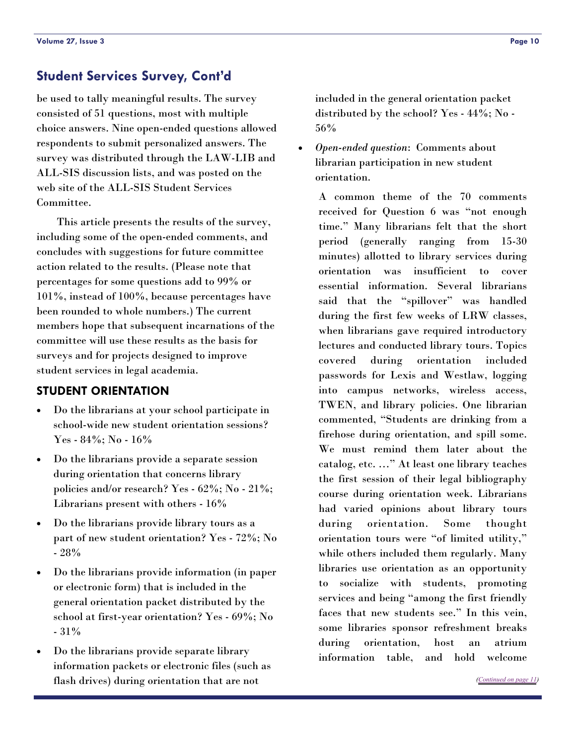## Student Services Survey, Cont'd

be used to tally meaningful results. The survey consisted of 51 questions, most with multiple choice answers. Nine open-ended questions allowed respondents to submit personalized answers. The survey was distributed through the LAW-LIB and ALL-SIS discussion lists, and was posted on the web site of the ALL-SIS Student Services Committee.

This article presents the results of the survey, including some of the open-ended comments, and concludes with suggestions for future committee action related to the results. (Please note that percentages for some questions add to 99% or 101%, instead of 100%, because percentages have been rounded to whole numbers.) The current members hope that subsequent incarnations of the committee will use these results as the basis for surveys and for projects designed to improve student services in legal academia.

### STUDENT ORIENTATION

- Do the librarians at your school participate in school-wide new student orientation sessions? Yes - 84%; No - 16%
- Do the librarians provide a separate session during orientation that concerns library policies and/or research? Yes - 62%; No - 21%; Librarians present with others - 16%
- Do the librarians provide library tours as a part of new student orientation? Yes - 72%; No - 28%
- Do the librarians provide information (in paper or electronic form) that is included in the general orientation packet distributed by the school at first-year orientation? Yes - 69%; No - 31%
- Do the librarians provide separate library information packets or electronic files (such as flash drives) during orientation that are not included in the general orientation packet distributed by the school? Yes - 44%; No - 56%
- *Open-ended question*: Comments about librarian participation in new student orientation.

  A common theme of the 70 comments received for Question 6 was "not enough time." Many librarians felt that the short period (generally ranging from 15-30 minutes) allotted to library services during orientation was insufficient to cover essential information. Several librarians said that the "spillover" was handled during the first few weeks of LRW classes, when librarians gave required introductory lectures and conducted library tours. Topics covered during orientation included passwords for Lexis and Westlaw, logging into campus networks, wireless access, TWEN, and library policies. One librarian commented, "Students are drinking from a firehose during orientation, and spill some. We must remind them later about the catalog, etc. …" At least one library teaches the first session of their legal bibliography course during orientation week. Librarians had varied opinions about library tours during orientation. Some thought orientation tours were "of limited utility," while others included them regularly. Many libraries use orientation as an opportunity to socialize with students, promoting services and being "among the first friendly faces that new students see." In this vein, some libraries sponsor refreshment breaks during orientation, host an atrium information table, and hold welcome

*(Continued on page 11)*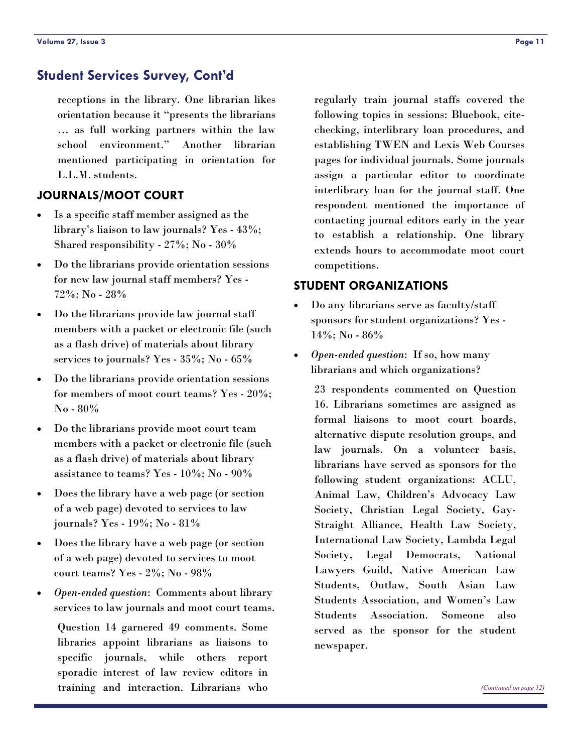## Student Services Survey, Cont'd

receptions in the library. One librarian likes orientation because it "presents the librarians … as full working partners within the law school environment." Another librarian mentioned participating in orientation for L.L.M. students.

### JOURNALS/MOOT COURT

- Is a specific staff member assigned as the library's liaison to law journals? Yes - 43%; Shared responsibility - 27%; No - 30%
- Do the librarians provide orientation sessions for new law journal staff members? Yes - 72%; No - 28%
- Do the librarians provide law journal staff members with a packet or electronic file (such as a flash drive) of materials about library services to journals? Yes - 35%; No - 65%
- Do the librarians provide orientation sessions for members of moot court teams? Yes - 20%; No - 80%
- Do the librarians provide moot court team members with a packet or electronic file (such as a flash drive) of materials about library assistance to teams? Yes - 10%; No - 90%
- Does the library have a web page (or section of a web page) devoted to services to law journals? Yes - 19%; No - 81%
- Does the library have a web page (or section of a web page) devoted to services to moot court teams? Yes - 2%; No - 98%
- *Open-ended question*: Comments about library services to law journals and moot court teams.

Question 14 garnered 49 comments. Some libraries appoint librarians as liaisons to specific journals, while others report sporadic interest of law review editors in training and interaction. Librarians who regularly train journal staffs covered the following topics in sessions: Bluebook, cite-checking, interlibrary loan procedures, and establishing TWEN and Lexis Web Courses pages for individual journals. Some journals assign a particular editor to coordinate interlibrary loan for the journal staff. One respondent mentioned the importance of contacting journal editors early in the year to establish a relationship. One library extends hours to accommodate moot court competitions.

### STUDENT ORGANIZATIONS

- Do any librarians serve as faculty/staff sponsors for student organizations? Yes - 14%; No - 86%
- *Open-ended question*: If so, how many librarians and which organizations?

23 respondents commented on Question 16. Librarians sometimes are assigned as formal liaisons to moot court boards, alternative dispute resolution groups, and law journals. On a volunteer basis, librarians have served as sponsors for the following student organizations: ACLU, Animal Law, Children's Advocacy Law Society, Christian Legal Society, Gay-Straight Alliance, Health Law Society, International Law Society, Lambda Legal Society, Legal Democrats, National Lawyers Guild, Native American Law Students, Outlaw, South Asian Law Students Association, and Women's Law Students Association. Someone also served as the sponsor for the student newspaper.

*(Continued on page 12)*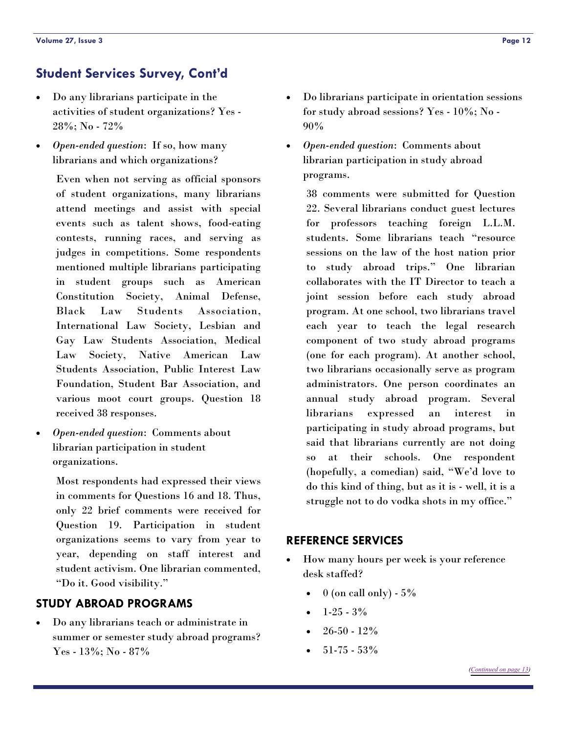## Student Services Survey, Cont'd

- Do any librarians participate in the activities of student organizations? Yes - 28%; No - 72%
- *Open-ended question*: If so, how many librarians and which organizations?

  Even when not serving as official sponsors of student organizations, many librarians attend meetings and assist with special events such as talent shows, food-eating contests, running races, and serving as judges in competitions. Some respondents mentioned multiple librarians participating in student groups such as American Constitution Society, Animal Defense, Black Law Students Association, International Law Society, Lesbian and Gay Law Students Association, Medical Law Society, Native American Law Students Association, Public Interest Law Foundation, Student Bar Association, and various moot court groups. Question 18 received 38 responses.

- *Open-ended question*: Comments about librarian participation in student organizations.

  Most respondents had expressed their views in comments for Questions 16 and 18. Thus, only 22 brief comments were received for Question 19. Participation in student organizations seems to vary from year to year, depending on staff interest and student activism. One librarian commented, "Do it. Good visibility."

### STUDY ABROAD PROGRAMS

- Do any librarians teach or administrate in summer or semester study abroad programs? Yes - 13%; No - 87%
- Do librarians participate in orientation sessions for study abroad sessions? Yes - 10%; No - 90%
- *Open-ended question*: Comments about librarian participation in study abroad programs.

  38 comments were submitted for Question 22. Several librarians conduct guest lectures for professors teaching foreign L.L.M. students. Some librarians teach "resource sessions on the law of the host nation prior to study abroad trips." One librarian collaborates with the IT Director to teach a joint session before each study abroad program. At one school, two librarians travel each year to teach the legal research component of two study abroad programs (one for each program). At another school, two librarians occasionally serve as program administrators. One person coordinates an annual study abroad program. Several librarians expressed an interest in participating in study abroad programs, but said that librarians currently are not doing so at their schools. One respondent (hopefully, a comedian) said, "We'd love to do this kind of thing, but as it is - well, it is a struggle not to do vodka shots in my office."

### REFERENCE SERVICES

- How many hours per week is your reference desk staffed?
  - 0 (on call only) - 5%
  - 1-25 - 3%
  - 26-50 - 12%
  - 51-75 - 53%

*(Continued on page 13)*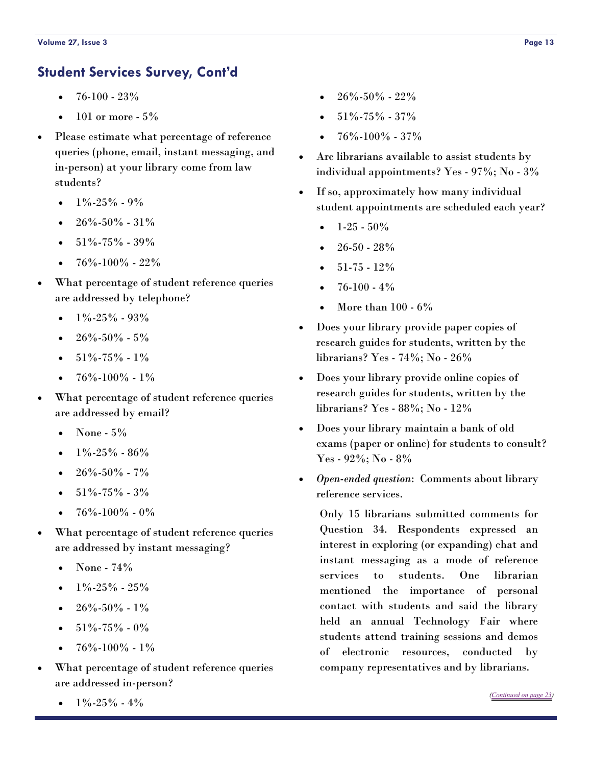## Student Services Survey, Cont'd

- 76-100 - 23%
- 101 or more - 5%

- Please estimate what percentage of reference queries (phone, email, instant messaging, and in-person) at your library come from law students?
  - 1%-25% - 9%
  - 26%-50% - 31%
  - 51%-75% - 39%
  - 76%-100% - 22%
- What percentage of student reference queries are addressed by telephone?
  - 1%-25% - 93%
  - 26%-50% - 5%
  - 51%-75% - 1%
  - 76%-100% - 1%
- What percentage of student reference queries are addressed by email?
  - None - 5%
  - 1%-25% - 86%
  - 26%-50% - 7%
  - 51%-75% - 3%
  - 76%-100% - 0%
- What percentage of student reference queries are addressed by instant messaging?
  - None - 74%
  - 1%-25% - 25%
  - 26%-50% - 1%
  - 51%-75% - 0%
  - 76%-100% - 1%
- What percentage of student reference queries are addressed in-person?
  - 1%-25% - 4%
  - 26%-50% - 22%
  - 51%-75% - 37%
  - 76%-100% - 37%
- Are librarians available to assist students by individual appointments? Yes - 97%; No - 3%
- If so, approximately how many individual student appointments are scheduled each year?
  - 1-25 - 50%
  - 26-50 - 28%
  - 51-75 - 12%
  - 76-100 - 4%
  - More than 100 - 6%
- Does your library provide paper copies of research guides for students, written by the librarians? Yes - 74%; No - 26%
- Does your library provide online copies of research guides for students, written by the librarians? Yes - 88%; No - 12%
- Does your library maintain a bank of old exams (paper or online) for students to consult? Yes - 92%; No - 8%
- *Open-ended question*: Comments about library reference services.

  Only 15 librarians submitted comments for Question 34. Respondents expressed an interest in exploring (or expanding) chat and instant messaging as a mode of reference services to students. One librarian mentioned the importance of personal contact with students and said the library held an annual Technology Fair where students attend training sessions and demos of electronic resources, conducted by company representatives and by librarians.

*(Continued on page 23)*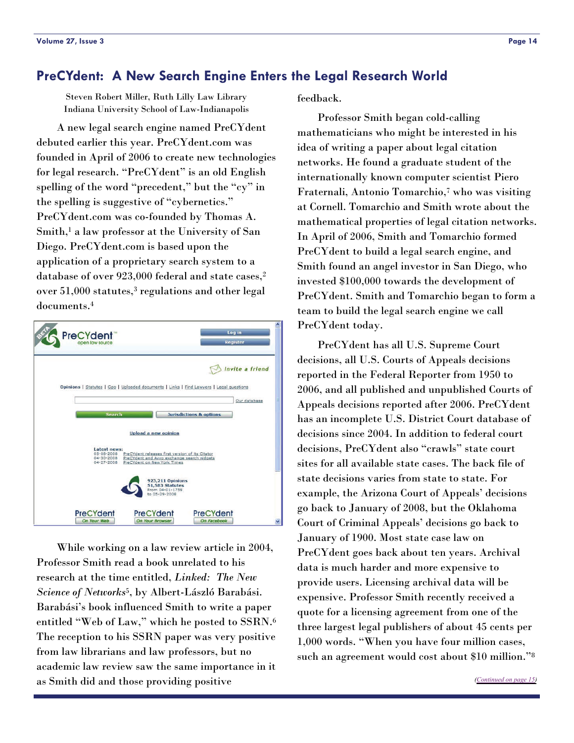## PreCYdent: A New Search Engine Enters the Legal Research World

Steven Robert Miller, Ruth Lilly Law Library
Indiana University School of Law-Indianapolis

A new legal search engine named PreCYdent debuted earlier this year. PreCYdent.com was founded in April of 2006 to create new technologies for legal research. "PreCYdent" is an old English spelling of the word "precedent," but the "cy" in the spelling is suggestive of "cybernetics." PreCYdent.com was co-founded by Thomas A. Smith,[1] a law professor at the University of San Diego. PreCYdent.com is based upon the application of a proprietary search system to a database of over 923,000 federal and state cases,[2] over 51,000 statutes,[3] regulations and other legal documents.[4]

While working on a law review article in 2004, Professor Smith read a book unrelated to his research at the time entitled, *Linked: The New Science of Networks*[5], by Albert-László Barabási. Barabási's book influenced Smith to write a paper entitled "Web of Law," which he posted to SSRN.[6] The reception to his SSRN paper was very positive from law librarians and law professors, but no academic law review saw the same importance in it as Smith did and those providing positive feedback.

Professor Smith began cold-calling mathematicians who might be interested in his idea of writing a paper about legal citation networks. He found a graduate student of the internationally known computer scientist Piero Fraternali, Antonio Tomarchio,[7] who was visiting at Cornell. Tomarchio and Smith wrote about the mathematical properties of legal citation networks. In April of 2006, Smith and Tomarchio formed PreCYdent to build a legal search engine, and Smith found an angel investor in San Diego, who invested $100,000 towards the development of PreCYdent. Smith and Tomarchio began to form a team to build the legal search engine we call PreCYdent today.

PreCYdent has all U.S. Supreme Court decisions, all U.S. Courts of Appeals decisions reported in the Federal Reporter from 1950 to 2006, and all published and unpublished Courts of Appeals decisions reported after 2006. PreCYdent has an incomplete U.S. District Court database of decisions since 2004. In addition to federal court decisions, PreCYdent also "crawls" state court sites for all available state cases. The back file of state decisions varies from state to state. For example, the Arizona Court of Appeals' decisions go back to January of 2008, but the Oklahoma Court of Criminal Appeals' decisions go back to January of 1900. Most state case law on PreCYdent goes back about ten years. Archival data is much harder and more expensive to provide users. Licensing archival data will be expensive. Professor Smith recently received a quote for a licensing agreement from one of the three largest legal publishers of about 45 cents per 1,000 words. "When you have four million cases, such an agreement would cost about $10 million."[8]

*(Continued on page 15)*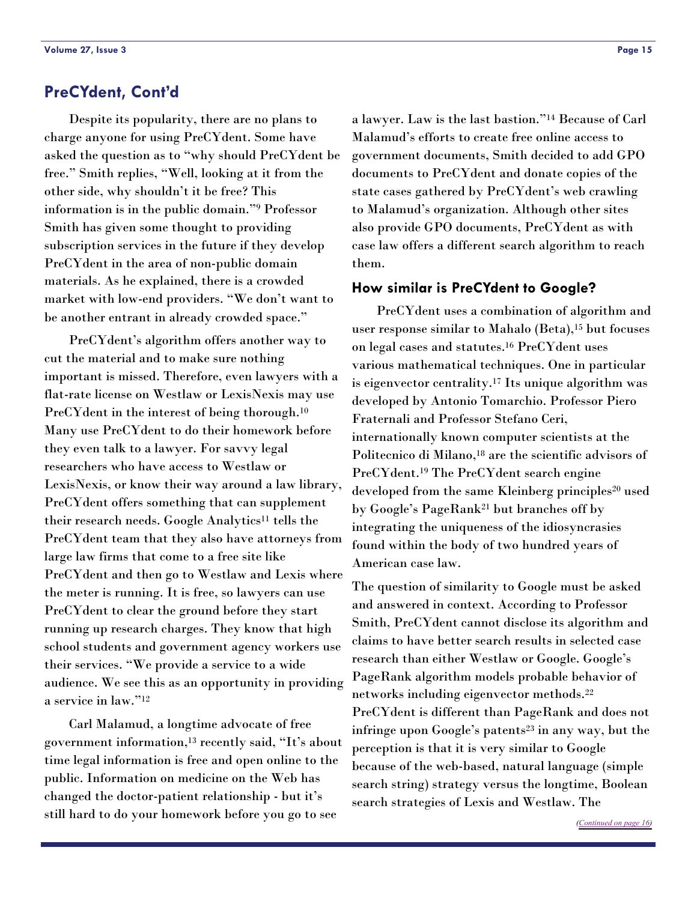## PreCYdent, Cont'd

Despite its popularity, there are no plans to charge anyone for using PreCYdent. Some have asked the question as to "why should PreCYdent be free." Smith replies, "Well, looking at it from the other side, why shouldn't it be free? This information is in the public domain."[9] Professor Smith has given some thought to providing subscription services in the future if they develop PreCYdent in the area of non-public domain materials. As he explained, there is a crowded market with low-end providers. "We don't want to be another entrant in already crowded space."

PreCYdent's algorithm offers another way to cut the material and to make sure nothing important is missed. Therefore, even lawyers with a flat-rate license on Westlaw or LexisNexis may use PreCYdent in the interest of being thorough.[10] Many use PreCYdent to do their homework before they even talk to a lawyer. For savvy legal researchers who have access to Westlaw or LexisNexis, or know their way around a law library, PreCYdent offers something that can supplement their research needs. Google Analytics[11] tells the PreCYdent team that they also have attorneys from large law firms that come to a free site like PreCYdent and then go to Westlaw and Lexis where the meter is running. It is free, so lawyers can use PreCYdent to clear the ground before they start running up research charges. They know that high school students and government agency workers use their services. "We provide a service to a wide audience. We see this as an opportunity in providing a service in law."[12]

Carl Malamud, a longtime advocate of free government information,[13] recently said, "It's about time legal information is free and open online to the public. Information on medicine on the Web has changed the doctor-patient relationship - but it's still hard to do your homework before you go to see a lawyer. Law is the last bastion."[14] Because of Carl Malamud's efforts to create free online access to government documents, Smith decided to add GPO documents to PreCYdent and donate copies of the state cases gathered by PreCYdent's web crawling to Malamud's organization. Although other sites also provide GPO documents, PreCYdent as with case law offers a different search algorithm to reach them.

### How similar is PreCYdent to Google?

PreCYdent uses a combination of algorithm and user response similar to Mahalo (Beta),[15] but focuses on legal cases and statutes.[16] PreCYdent uses various mathematical techniques. One in particular is eigenvector centrality.[17] Its unique algorithm was developed by Antonio Tomarchio. Professor Piero Fraternali and Professor Stefano Ceri, internationally known computer scientists at the Politecnico di Milano,[18] are the scientific advisors of PreCYdent.[19] The PreCYdent search engine developed from the same Kleinberg principles[20] used by Google's PageRank[21] but branches off by integrating the uniqueness of the idiosyncrasies found within the body of two hundred years of American case law.

The question of similarity to Google must be asked and answered in context. According to Professor Smith, PreCYdent cannot disclose its algorithm and claims to have better search results in selected case research than either Westlaw or Google. Google's PageRank algorithm models probable behavior of networks including eigenvector methods.[22] PreCYdent is different than PageRank and does not infringe upon Google's patents[23] in any way, but the perception is that it is very similar to Google because of the web-based, natural language (simple search string) strategy versus the longtime, Boolean search strategies of Lexis and Westlaw. The

*(Continued on page 16)*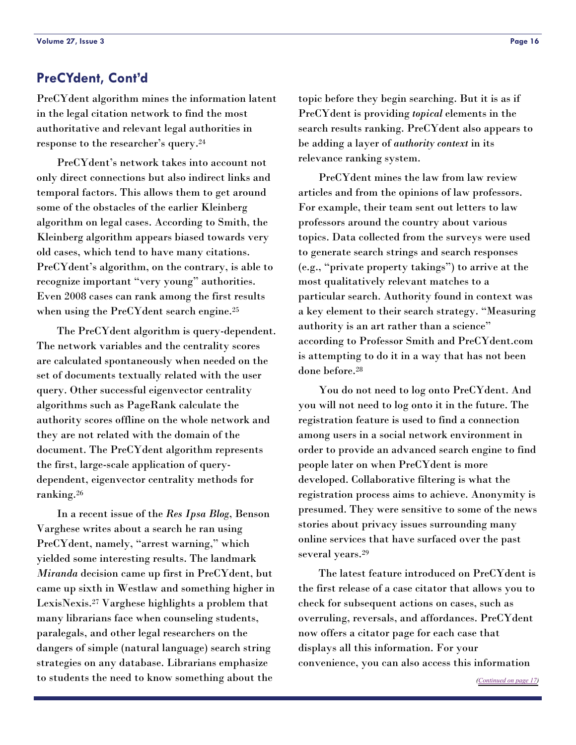## PreCYdent, Cont'd

PreCYdent algorithm mines the information latent in the legal citation network to find the most authoritative and relevant legal authorities in response to the researcher's query.[24]

PreCYdent's network takes into account not only direct connections but also indirect links and temporal factors. This allows them to get around some of the obstacles of the earlier Kleinberg algorithm on legal cases. According to Smith, the Kleinberg algorithm appears biased towards very old cases, which tend to have many citations. PreCYdent's algorithm, on the contrary, is able to recognize important "very young" authorities. Even 2008 cases can rank among the first results when using the PreCYdent search engine.[25]

The PreCYdent algorithm is query-dependent. The network variables and the centrality scores are calculated spontaneously when needed on the set of documents textually related with the user query. Other successful eigenvector centrality algorithms such as PageRank calculate the authority scores offline on the whole network and they are not related with the domain of the document. The PreCYdent algorithm represents the first, large-scale application of query-dependent, eigenvector centrality methods for ranking.[26]

In a recent issue of the *Res Ipsa Blog*, Benson Varghese writes about a search he ran using PreCYdent, namely, "arrest warning," which yielded some interesting results. The landmark *Miranda* decision came up first in PreCYdent, but came up sixth in Westlaw and something higher in LexisNexis.[27] Varghese highlights a problem that many librarians face when counseling students, paralegals, and other legal researchers on the dangers of simple (natural language) search string strategies on any database. Librarians emphasize to students the need to know something about the topic before they begin searching. But it is as if PreCYdent is providing *topical* elements in the search results ranking. PreCYdent also appears to be adding a layer of *authority context* in its relevance ranking system.

PreCYdent mines the law from law review articles and from the opinions of law professors. For example, their team sent out letters to law professors around the country about various topics. Data collected from the surveys were used to generate search strings and search responses (e.g., "private property takings") to arrive at the most qualitatively relevant matches to a particular search. Authority found in context was a key element to their search strategy. "Measuring authority is an art rather than a science" according to Professor Smith and PreCYdent.com is attempting to do it in a way that has not been done before.[28]

You do not need to log onto PreCYdent. And you will not need to log onto it in the future. The registration feature is used to find a connection among users in a social network environment in order to provide an advanced search engine to find people later on when PreCYdent is more developed. Collaborative filtering is what the registration process aims to achieve. Anonymity is presumed. They were sensitive to some of the news stories about privacy issues surrounding many online services that have surfaced over the past several years.[29]

The latest feature introduced on PreCYdent is the first release of a case citator that allows you to check for subsequent actions on cases, such as overruling, reversals, and affordances. PreCYdent now offers a citator page for each case that displays all this information. For your convenience, you can also access this information

*(Continued on page 17)*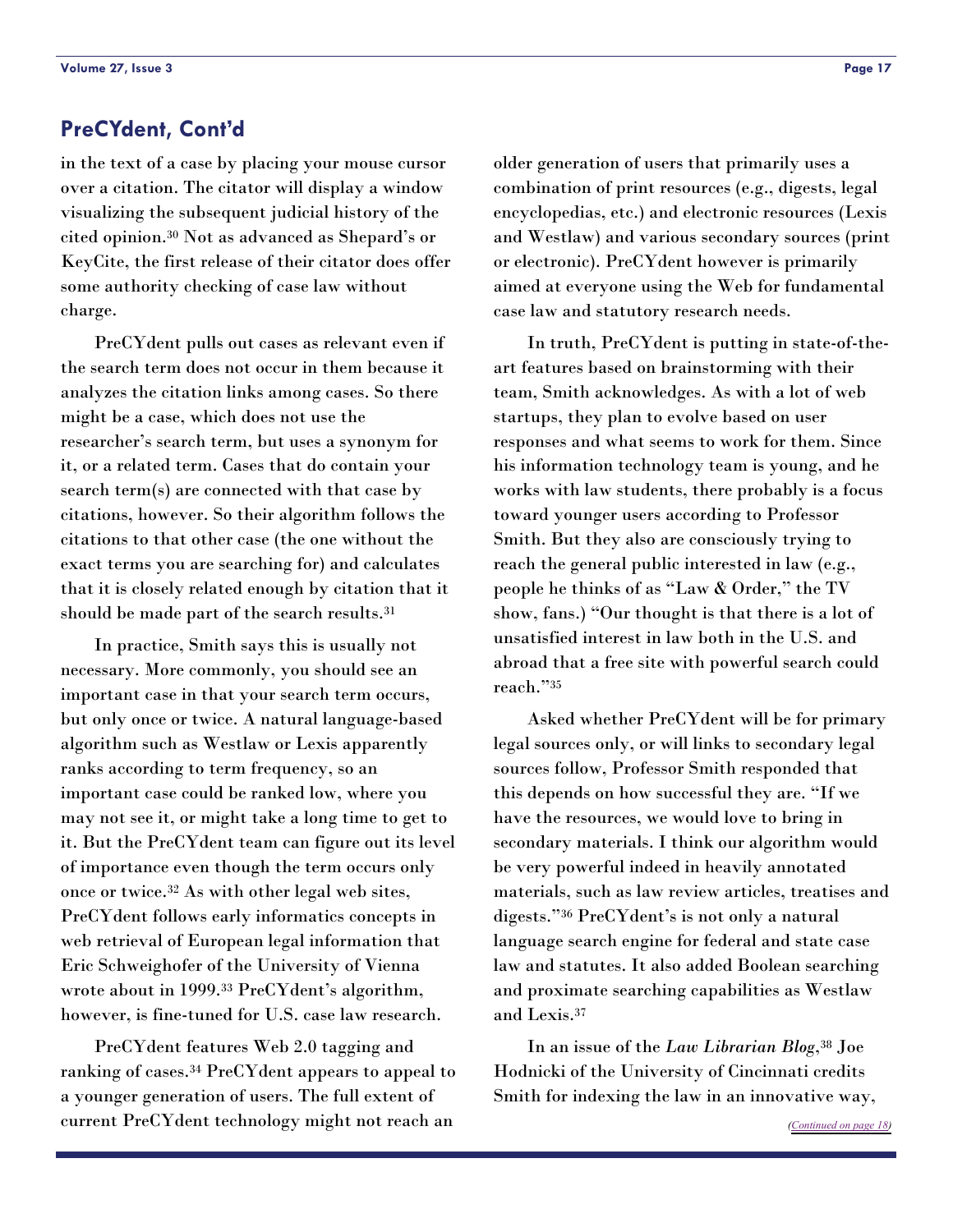## PreCYdent, Cont'd

in the text of a case by placing your mouse cursor over a citation. The citator will display a window visualizing the subsequent judicial history of the cited opinion.[30] Not as advanced as Shepard's or KeyCite, the first release of their citator does offer some authority checking of case law without charge.

PreCYdent pulls out cases as relevant even if the search term does not occur in them because it analyzes the citation links among cases. So there might be a case, which does not use the researcher's search term, but uses a synonym for it, or a related term. Cases that do contain your search term(s) are connected with that case by citations, however. So their algorithm follows the citations to that other case (the one without the exact terms you are searching for) and calculates that it is closely related enough by citation that it should be made part of the search results.[31]

In practice, Smith says this is usually not necessary. More commonly, you should see an important case in that your search term occurs, but only once or twice. A natural language-based algorithm such as Westlaw or Lexis apparently ranks according to term frequency, so an important case could be ranked low, where you may not see it, or might take a long time to get to it. But the PreCYdent team can figure out its level of importance even though the term occurs only once or twice.[32] As with other legal web sites, PreCYdent follows early informatics concepts in web retrieval of European legal information that Eric Schweighofer of the University of Vienna wrote about in 1999.[33] PreCYdent's algorithm, however, is fine-tuned for U.S. case law research.

PreCYdent features Web 2.0 tagging and ranking of cases.[34] PreCYdent appears to appeal to a younger generation of users. The full extent of current PreCYdent technology might not reach an older generation of users that primarily uses a combination of print resources (e.g., digests, legal encyclopedias, etc.) and electronic resources (Lexis and Westlaw) and various secondary sources (print or electronic). PreCYdent however is primarily aimed at everyone using the Web for fundamental case law and statutory research needs.

In truth, PreCYdent is putting in state-of-the-art features based on brainstorming with their team, Smith acknowledges. As with a lot of web startups, they plan to evolve based on user responses and what seems to work for them. Since his information technology team is young, and he works with law students, there probably is a focus toward younger users according to Professor Smith. But they also are consciously trying to reach the general public interested in law (e.g., people he thinks of as "Law & Order," the TV show, fans.) "Our thought is that there is a lot of unsatisfied interest in law both in the U.S. and abroad that a free site with powerful search could reach."[35]

Asked whether PreCYdent will be for primary legal sources only, or will links to secondary legal sources follow, Professor Smith responded that this depends on how successful they are. "If we have the resources, we would love to bring in secondary materials. I think our algorithm would be very powerful indeed in heavily annotated materials, such as law review articles, treatises and digests."[36] PreCYdent's is not only a natural language search engine for federal and state case law and statutes. It also added Boolean searching and proximate searching capabilities as Westlaw and Lexis.[37]

In an issue of the *Law Librarian Blog*,[38] Joe Hodnicki of the University of Cincinnati credits Smith for indexing the law in an innovative way,

*(Continued on page 18)*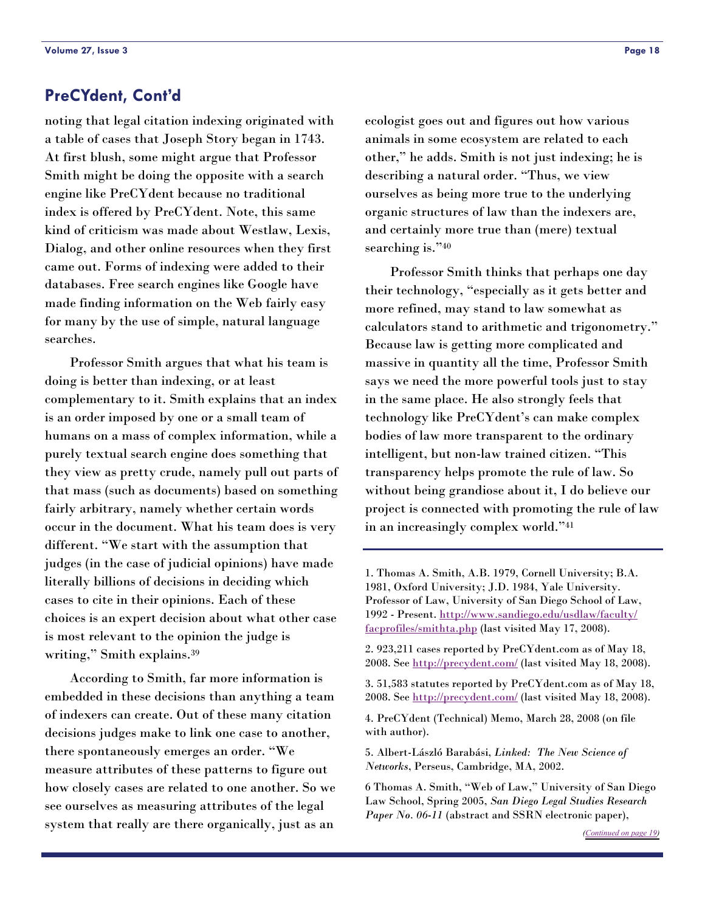## PreCYdent, Cont'd

noting that legal citation indexing originated with a table of cases that Joseph Story began in 1743. At first blush, some might argue that Professor Smith might be doing the opposite with a search engine like PreCYdent because no traditional index is offered by PreCYdent. Note, this same kind of criticism was made about Westlaw, Lexis, Dialog, and other online resources when they first came out. Forms of indexing were added to their databases. Free search engines like Google have made finding information on the Web fairly easy for many by the use of simple, natural language searches.

Professor Smith argues that what his team is doing is better than indexing, or at least complementary to it. Smith explains that an index is an order imposed by one or a small team of humans on a mass of complex information, while a purely textual search engine does something that they view as pretty crude, namely pull out parts of that mass (such as documents) based on something fairly arbitrary, namely whether certain words occur in the document. What his team does is very different. "We start with the assumption that judges (in the case of judicial opinions) have made literally billions of decisions in deciding which cases to cite in their opinions. Each of these choices is an expert decision about what other case is most relevant to the opinion the judge is writing," Smith explains.[39]

According to Smith, far more information is embedded in these decisions than anything a team of indexers can create. Out of these many citation decisions judges make to link one case to another, there spontaneously emerges an order. "We measure attributes of these patterns to figure out how closely cases are related to one another. So we see ourselves as measuring attributes of the legal system that really are there organically, just as an ecologist goes out and figures out how various animals in some ecosystem are related to each other," he adds. Smith is not just indexing; he is describing a natural order. "Thus, we view ourselves as being more true to the underlying organic structures of law than the indexers are, and certainly more true than (mere) textual searching is."[40]

Professor Smith thinks that perhaps one day their technology, "especially as it gets better and more refined, may stand to law somewhat as calculators stand to arithmetic and trigonometry." Because law is getting more complicated and massive in quantity all the time, Professor Smith says we need the more powerful tools just to stay in the same place. He also strongly feels that technology like PreCYdent's can make complex bodies of law more transparent to the ordinary intelligent, but non-law trained citizen. "This transparency helps promote the rule of law. So without being grandiose about it, I do believe our project is connected with promoting the rule of law in an increasingly complex world."[41]

---

1. Thomas A. Smith, A.B. 1979, Cornell University; B.A. 1981, Oxford University; J.D. 1984, Yale University. Professor of Law, University of San Diego School of Law, 1992 - Present. http://www.sandiego.edu/usdlaw/faculty/facprofiles/smithta.php (last visited May 17, 2008).

2. 923,211 cases reported by PreCYdent.com as of May 18, 2008. See http://precydent.com/ (last visited May 18, 2008).

3. 51,583 statutes reported by PreCYdent.com as of May 18, 2008. See http://precydent.com/ (last visited May 18, 2008).

4. PreCYdent (Technical) Memo, March 28, 2008 (on file with author).

5. Albert-László Barabási, *Linked: The New Science of Networks*, Perseus, Cambridge, MA, 2002.

6 Thomas A. Smith, "Web of Law," University of San Diego Law School, Spring 2005, *San Diego Legal Studies Research Paper No. 06-11* (abstract and SSRN electronic paper),

*(Continued on page 19)*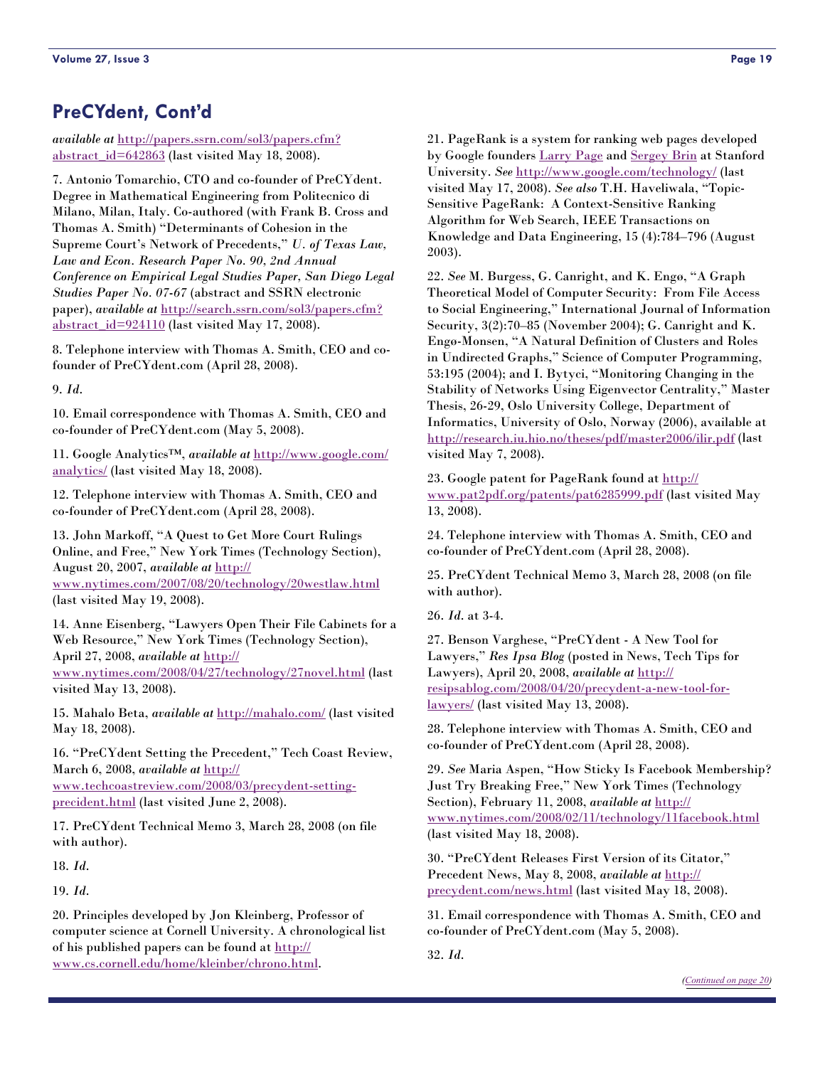## PreCYdent, Cont'd

*available at* http://papers.ssrn.com/sol3/papers.cfm?abstract_id=642863 (last visited May 18, 2008).

7. Antonio Tomarchio, CTO and co-founder of PreCYdent. Degree in Mathematical Engineering from Politecnico di Milano, Milan, Italy. Co-authored (with Frank B. Cross and Thomas A. Smith) "Determinants of Cohesion in the Supreme Court's Network of Precedents," *U. of Texas Law, Law and Econ. Research Paper No. 90, 2nd Annual Conference on Empirical Legal Studies Paper, San Diego Legal Studies Paper No. 07-67* (abstract and SSRN electronic paper), *available at* http://search.ssrn.com/sol3/papers.cfm?abstract_id=924110 (last visited May 17, 2008).

8. Telephone interview with Thomas A. Smith, CEO and co-founder of PreCYdent.com (April 28, 2008).

9. *Id.*

10. Email correspondence with Thomas A. Smith, CEO and co-founder of PreCYdent.com (May 5, 2008).

11. Google Analytics™, *available at* http://www.google.com/analytics/ (last visited May 18, 2008).

12. Telephone interview with Thomas A. Smith, CEO and co-founder of PreCYdent.com (April 28, 2008).

13. John Markoff, "A Quest to Get More Court Rulings Online, and Free," New York Times (Technology Section), August 20, 2007, *available at* http://www.nytimes.com/2007/08/20/technology/20westlaw.html (last visited May 19, 2008).

14. Anne Eisenberg, "Lawyers Open Their File Cabinets for a Web Resource," New York Times (Technology Section), April 27, 2008, *available at* http://www.nytimes.com/2008/04/27/technology/27novel.html (last visited May 13, 2008).

15. Mahalo Beta, *available at* http://mahalo.com/ (last visited May 18, 2008).

16. "PreCYdent Setting the Precedent," Tech Coast Review, March 6, 2008, *available at* http://www.techcoastreview.com/2008/03/precydent-setting-precident.html (last visited June 2, 2008).

17. PreCYdent Technical Memo 3, March 28, 2008 (on file with author).

18. *Id.*

19. *Id.*

20. Principles developed by Jon Kleinberg, Professor of computer science at Cornell University. A chronological list of his published papers can be found at http://www.cs.cornell.edu/home/kleinber/chrono.html.

21. PageRank is a system for ranking web pages developed by Google founders Larry Page and Sergey Brin at Stanford University. *See* http://www.google.com/technology/ (last visited May 17, 2008). *See also* T.H. Haveliwala, "Topic-Sensitive PageRank: A Context-Sensitive Ranking Algorithm for Web Search, IEEE Transactions on Knowledge and Data Engineering, 15 (4):784–796 (August 2003).

22. *See* M. Burgess, G. Canright, and K. Engo, "A Graph Theoretical Model of Computer Security: From File Access to Social Engineering," International Journal of Information Security, 3(2):70–85 (November 2004); G. Canright and K. Engø-Monsen, "A Natural Definition of Clusters and Roles in Undirected Graphs," Science of Computer Programming, 53:195 (2004); and I. Bytyci, "Monitoring Changing in the Stability of Networks Using Eigenvector Centrality," Master Thesis, 26-29, Oslo University College, Department of Informatics, University of Oslo, Norway (2006), available at http://research.iu.hio.no/theses/pdf/master2006/ilir.pdf (last visited May 7, 2008).

23. Google patent for PageRank found at http://www.pat2pdf.org/patents/pat6285999.pdf (last visited May 13, 2008).

24. Telephone interview with Thomas A. Smith, CEO and co-founder of PreCYdent.com (April 28, 2008).

25. PreCYdent Technical Memo 3, March 28, 2008 (on file with author).

26. *Id.* at 3-4.

27. Benson Varghese, "PreCYdent - A New Tool for Lawyers," *Res Ipsa Blog* (posted in News, Tech Tips for Lawyers), April 20, 2008, *available at* http://resipsablog.com/2008/04/20/precydent-a-new-tool-for-lawyers/ (last visited May 13, 2008).

28. Telephone interview with Thomas A. Smith, CEO and co-founder of PreCYdent.com (April 28, 2008).

29. *See* Maria Aspen, "How Sticky Is Facebook Membership? Just Try Breaking Free," New York Times (Technology Section), February 11, 2008, *available at* http://www.nytimes.com/2008/02/11/technology/11facebook.html (last visited May 18, 2008).

30. "PreCYdent Releases First Version of its Citator," Precedent News, May 8, 2008, *available at* http://precydent.com/news.html (last visited May 18, 2008).

31. Email correspondence with Thomas A. Smith, CEO and co-founder of PreCYdent.com (May 5, 2008).

32. *Id.*

*(Continued on page 20)*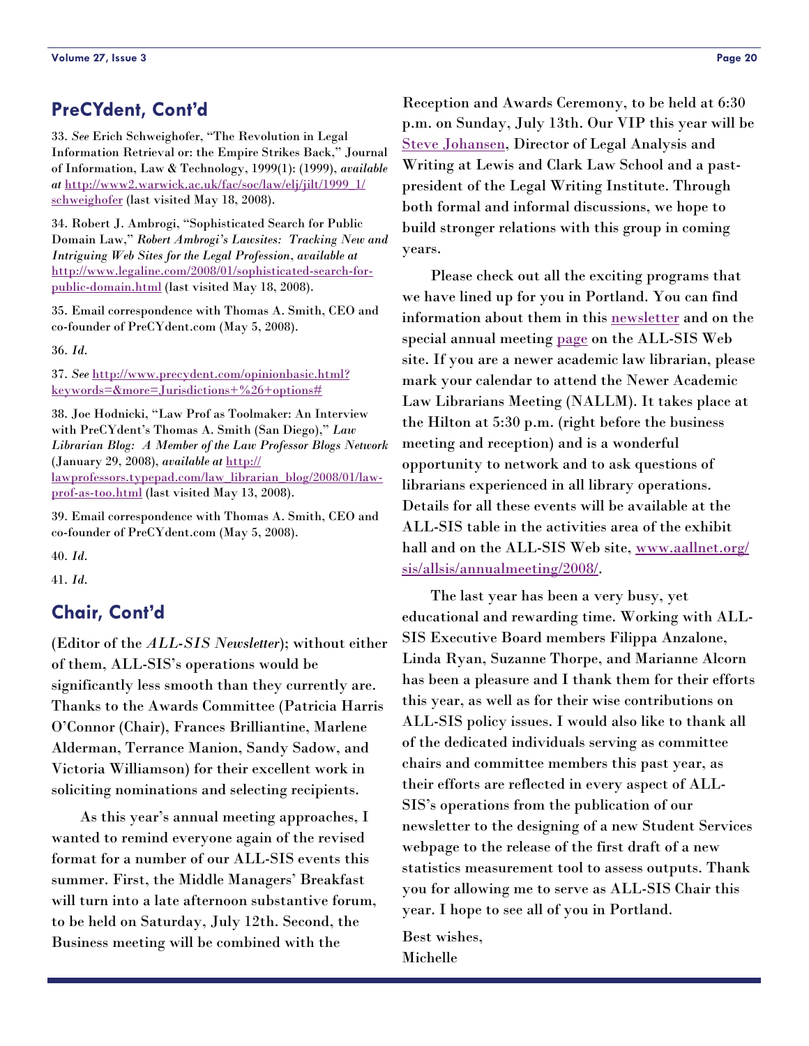## PreCYdent, Cont'd

33. *See* Erich Schweighofer, "The Revolution in Legal Information Retrieval or: the Empire Strikes Back," Journal of Information, Law & Technology, 1999(1): (1999), *available at* http://www2.warwick.ac.uk/fac/soc/law/elj/jilt/1999_1/schweighofer (last visited May 18, 2008).

34. Robert J. Ambrogi, "Sophisticated Search for Public Domain Law," *Robert Ambrogi's Lawsites: Tracking New and Intriguing Web Sites for the Legal Profession*, *available at* http://www.legaline.com/2008/01/sophisticated-search-for-public-domain.html (last visited May 18, 2008).

35. Email correspondence with Thomas A. Smith, CEO and co-founder of PreCYdent.com (May 5, 2008).

36. *Id.*

37. *See* http://www.precydent.com/opinionbasic.html?keywords=&more=Jurisdictions+%26+options#

38. Joe Hodnicki, "Law Prof as Toolmaker: An Interview with PreCYdent's Thomas A. Smith (San Diego)," *Law Librarian Blog: A Member of the Law Professor Blogs Network* (January 29, 2008), *available at* http://lawprofessors.typepad.com/law_librarian_blog/2008/01/law-prof-as-too.html (last visited May 13, 2008).

39. Email correspondence with Thomas A. Smith, CEO and co-founder of PreCYdent.com (May 5, 2008).

40. *Id.*

41. *Id.*

## Chair, Cont'd

(Editor of the *ALL-SIS Newsletter*); without either of them, ALL-SIS's operations would be significantly less smooth than they currently are. Thanks to the Awards Committee (Patricia Harris O'Connor (Chair), Frances Brilliantine, Marlene Alderman, Terrance Manion, Sandy Sadow, and Victoria Williamson) for their excellent work in soliciting nominations and selecting recipients.

As this year's annual meeting approaches, I wanted to remind everyone again of the revised format for a number of our ALL-SIS events this summer. First, the Middle Managers' Breakfast will turn into a late afternoon substantive forum, to be held on Saturday, July 12th. Second, the Business meeting will be combined with the Reception and Awards Ceremony, to be held at 6:30 p.m. on Sunday, July 13th. Our VIP this year will be Steve Johansen, Director of Legal Analysis and Writing at Lewis and Clark Law School and a past-president of the Legal Writing Institute. Through both formal and informal discussions, we hope to build stronger relations with this group in coming years.

Please check out all the exciting programs that we have lined up for you in Portland. You can find information about them in this newsletter and on the special annual meeting page on the ALL-SIS Web site. If you are a newer academic law librarian, please mark your calendar to attend the Newer Academic Law Librarians Meeting (NALLM). It takes place at the Hilton at 5:30 p.m. (right before the business meeting and reception) and is a wonderful opportunity to network and to ask questions of librarians experienced in all library operations. Details for all these events will be available at the ALL-SIS table in the activities area of the exhibit hall and on the ALL-SIS Web site, www.aallnet.org/sis/allsis/annualmeeting/2008/.

The last year has been a very busy, yet educational and rewarding time. Working with ALL-SIS Executive Board members Filippa Anzalone, Linda Ryan, Suzanne Thorpe, and Marianne Alcorn has been a pleasure and I thank them for their efforts this year, as well as for their wise contributions on ALL-SIS policy issues. I would also like to thank all of the dedicated individuals serving as committee chairs and committee members this past year, as their efforts are reflected in every aspect of ALL-SIS's operations from the publication of our newsletter to the designing of a new Student Services webpage to the release of the first draft of a new statistics measurement tool to assess outputs. Thank you for allowing me to serve as ALL-SIS Chair this year. I hope to see all of you in Portland.

Best wishes,
Michelle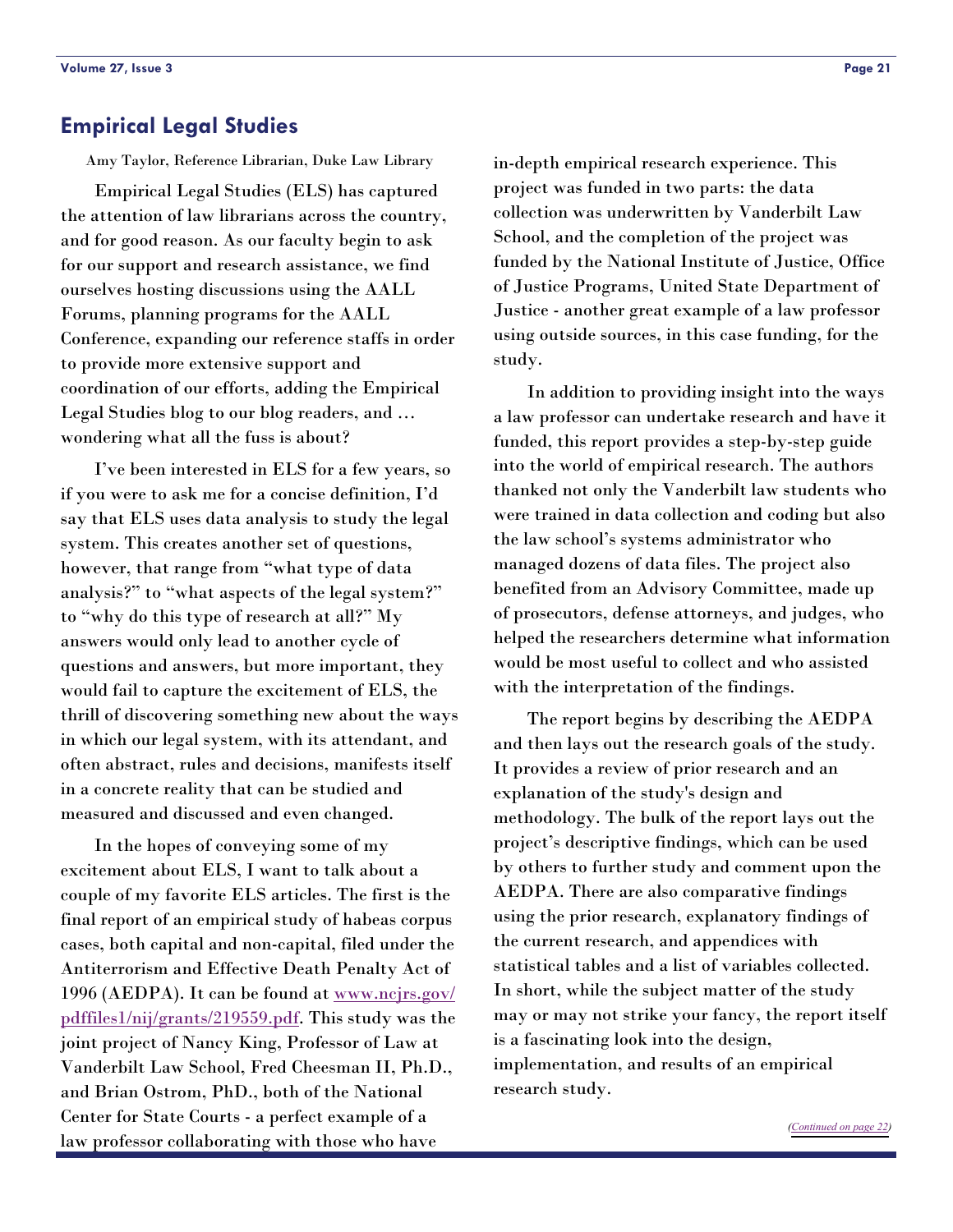## Empirical Legal Studies

Amy Taylor, Reference Librarian, Duke Law Library

Empirical Legal Studies (ELS) has captured the attention of law librarians across the country, and for good reason. As our faculty begin to ask for our support and research assistance, we find ourselves hosting discussions using the AALL Forums, planning programs for the AALL Conference, expanding our reference staffs in order to provide more extensive support and coordination of our efforts, adding the Empirical Legal Studies blog to our blog readers, and … wondering what all the fuss is about?

I've been interested in ELS for a few years, so if you were to ask me for a concise definition, I'd say that ELS uses data analysis to study the legal system. This creates another set of questions, however, that range from "what type of data analysis?" to "what aspects of the legal system?" to "why do this type of research at all?" My answers would only lead to another cycle of questions and answers, but more important, they would fail to capture the excitement of ELS, the thrill of discovering something new about the ways in which our legal system, with its attendant, and often abstract, rules and decisions, manifests itself in a concrete reality that can be studied and measured and discussed and even changed.

In the hopes of conveying some of my excitement about ELS, I want to talk about a couple of my favorite ELS articles. The first is the final report of an empirical study of habeas corpus cases, both capital and non-capital, filed under the Antiterrorism and Effective Death Penalty Act of 1996 (AEDPA). It can be found at [www.ncjrs.gov/pdffiles1/nij/grants/219559.pdf](http://www.ncjrs.gov/pdffiles1/nij/grants/219559.pdf). This study was the joint project of Nancy King, Professor of Law at Vanderbilt Law School, Fred Cheesman II, Ph.D., and Brian Ostrom, PhD., both of the National Center for State Courts - a perfect example of a law professor collaborating with those who have in-depth empirical research experience. This project was funded in two parts: the data collection was underwritten by Vanderbilt Law School, and the completion of the project was funded by the National Institute of Justice, Office of Justice Programs, United State Department of Justice - another great example of a law professor using outside sources, in this case funding, for the study.

In addition to providing insight into the ways a law professor can undertake research and have it funded, this report provides a step-by-step guide into the world of empirical research. The authors thanked not only the Vanderbilt law students who were trained in data collection and coding but also the law school's systems administrator who managed dozens of data files. The project also benefited from an Advisory Committee, made up of prosecutors, defense attorneys, and judges, who helped the researchers determine what information would be most useful to collect and who assisted with the interpretation of the findings.

The report begins by describing the AEDPA and then lays out the research goals of the study. It provides a review of prior research and an explanation of the study's design and methodology. The bulk of the report lays out the project's descriptive findings, which can be used by others to further study and comment upon the AEDPA. There are also comparative findings using the prior research, explanatory findings of the current research, and appendices with statistical tables and a list of variables collected. In short, while the subject matter of the study may or may not strike your fancy, the report itself is a fascinating look into the design, implementation, and results of an empirical research study.

*(Continued on page 22)*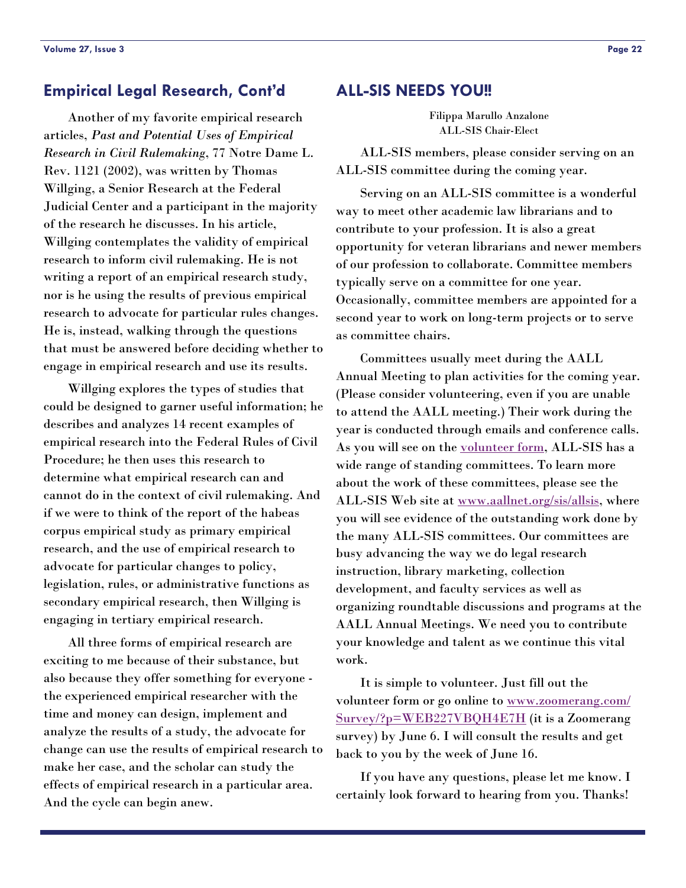## Empirical Legal Research, Cont'd

Another of my favorite empirical research articles, *Past and Potential Uses of Empirical Research in Civil Rulemaking*, 77 Notre Dame L. Rev. 1121 (2002), was written by Thomas Willging, a Senior Research at the Federal Judicial Center and a participant in the majority of the research he discusses. In his article, Willging contemplates the validity of empirical research to inform civil rulemaking. He is not writing a report of an empirical research study, nor is he using the results of previous empirical research to advocate for particular rules changes. He is, instead, walking through the questions that must be answered before deciding whether to engage in empirical research and use its results.

Willging explores the types of studies that could be designed to garner useful information; he describes and analyzes 14 recent examples of empirical research into the Federal Rules of Civil Procedure; he then uses this research to determine what empirical research can and cannot do in the context of civil rulemaking. And if we were to think of the report of the habeas corpus empirical study as primary empirical research, and the use of empirical research to advocate for particular changes to policy, legislation, rules, or administrative functions as secondary empirical research, then Willging is engaging in tertiary empirical research.

All three forms of empirical research are exciting to me because of their substance, but also because they offer something for everyone - the experienced empirical researcher with the time and money can design, implement and analyze the results of a study, the advocate for change can use the results of empirical research to make her case, and the scholar can study the effects of empirical research in a particular area. And the cycle can begin anew.

## ALL-SIS NEEDS YOU!!

Filippa Marullo Anzalone
ALL-SIS Chair-Elect

ALL-SIS members, please consider serving on an ALL-SIS committee during the coming year.

Serving on an ALL-SIS committee is a wonderful way to meet other academic law librarians and to contribute to your profession. It is also a great opportunity for veteran librarians and newer members of our profession to collaborate. Committee members typically serve on a committee for one year. Occasionally, committee members are appointed for a second year to work on long-term projects or to serve as committee chairs.

Committees usually meet during the AALL Annual Meeting to plan activities for the coming year. (Please consider volunteering, even if you are unable to attend the AALL meeting.) Their work during the year is conducted through emails and conference calls. As you will see on the volunteer form, ALL-SIS has a wide range of standing committees. To learn more about the work of these committees, please see the ALL-SIS Web site at www.aallnet.org/sis/allsis, where you will see evidence of the outstanding work done by the many ALL-SIS committees. Our committees are busy advancing the way we do legal research instruction, library marketing, collection development, and faculty services as well as organizing roundtable discussions and programs at the AALL Annual Meetings. We need you to contribute your knowledge and talent as we continue this vital work.

It is simple to volunteer. Just fill out the volunteer form or go online to www.zoomerang.com/Survey/?p=WEB227VBQH4E7H (it is a Zoomerang survey) by June 6. I will consult the results and get back to you by the week of June 16.

If you have any questions, please let me know. I certainly look forward to hearing from you. Thanks!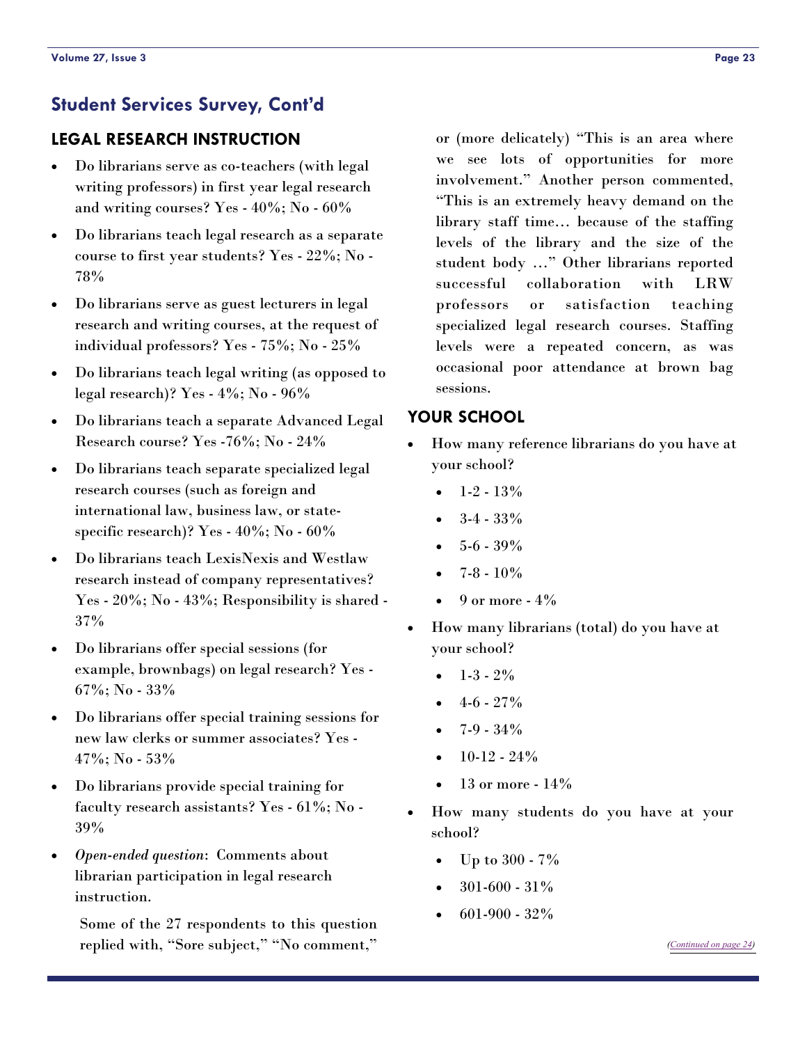## Student Services Survey, Cont'd

### LEGAL RESEARCH INSTRUCTION

- Do librarians serve as co-teachers (with legal writing professors) in first year legal research and writing courses? Yes - 40%; No - 60%
- Do librarians teach legal research as a separate course to first year students? Yes - 22%; No - 78%
- Do librarians serve as guest lecturers in legal research and writing courses, at the request of individual professors? Yes - 75%; No - 25%
- Do librarians teach legal writing (as opposed to legal research)? Yes - 4%; No - 96%
- Do librarians teach a separate Advanced Legal Research course? Yes -76%; No - 24%
- Do librarians teach separate specialized legal research courses (such as foreign and international law, business law, or state-specific research)? Yes - 40%; No - 60%
- Do librarians teach LexisNexis and Westlaw research instead of company representatives? Yes - 20%; No - 43%; Responsibility is shared - 37%
- Do librarians offer special sessions (for example, brownbags) on legal research? Yes - 67%; No - 33%
- Do librarians offer special training sessions for new law clerks or summer associates? Yes - 47%; No - 53%
- Do librarians provide special training for faculty research assistants? Yes - 61%; No - 39%
- *Open-ended question*: Comments about librarian participation in legal research instruction.

  Some of the 27 respondents to this question replied with, "Sore subject," "No comment," or (more delicately) "This is an area where we see lots of opportunities for more involvement." Another person commented, "This is an extremely heavy demand on the library staff time… because of the staffing levels of the library and the size of the student body …" Other librarians reported successful collaboration with LRW professors or satisfaction teaching specialized legal research courses. Staffing levels were a repeated concern, as was occasional poor attendance at brown bag sessions.

### YOUR SCHOOL

- How many reference librarians do you have at your school?
  - 1-2 - 13%
  - 3-4 - 33%
  - 5-6 - 39%
  - 7-8 - 10%
  - 9 or more - 4%
- How many librarians (total) do you have at your school?
  - 1-3 - 2%
  - 4-6 - 27%
  - 7-9 - 34%
  - 10-12 - 24%
  - 13 or more - 14%
- How many students do you have at your school?
  - Up to 300 - 7%
  - 301-600 - 31%
  - 601-900 - 32%

*(Continued on page 24)*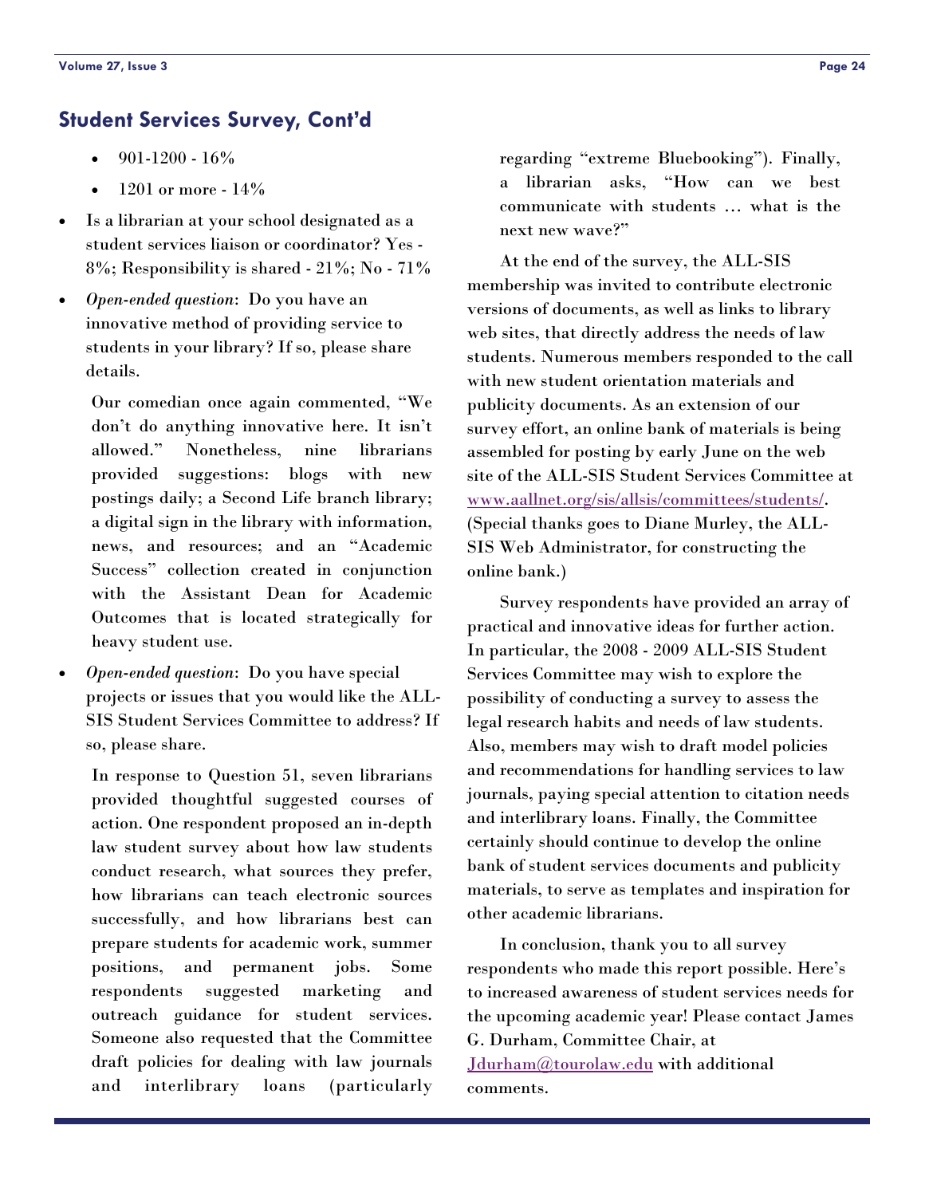## Student Services Survey, Cont'd

    - 901-1200 - 16%
    - 1201 or more - 14%

- Is a librarian at your school designated as a student services liaison or coordinator? Yes - 8%; Responsibility is shared - 21%; No - 71%
- *Open-ended question*: Do you have an innovative method of providing service to students in your library? If so, please share details.

  Our comedian once again commented, "We don't do anything innovative here. It isn't allowed." Nonetheless, nine librarians provided suggestions: blogs with new postings daily; a Second Life branch library; a digital sign in the library with information, news, and resources; and an "Academic Success" collection created in conjunction with the Assistant Dean for Academic Outcomes that is located strategically for heavy student use.

- *Open-ended question*: Do you have special projects or issues that you would like the ALL-SIS Student Services Committee to address? If so, please share.

  In response to Question 51, seven librarians provided thoughtful suggested courses of action. One respondent proposed an in-depth law student survey about how law students conduct research, what sources they prefer, how librarians can teach electronic sources successfully, and how librarians best can prepare students for academic work, summer positions, and permanent jobs. Some respondents suggested marketing and outreach guidance for student services. Someone also requested that the Committee draft policies for dealing with law journals and interlibrary loans (particularly regarding "extreme Bluebooking"). Finally, a librarian asks, "How can we best communicate with students … what is the next new wave?"

At the end of the survey, the ALL-SIS membership was invited to contribute electronic versions of documents, as well as links to library web sites, that directly address the needs of law students. Numerous members responded to the call with new student orientation materials and publicity documents. As an extension of our survey effort, an online bank of materials is being assembled for posting by early June on the web site of the ALL-SIS Student Services Committee at www.aallnet.org/sis/allsis/committees/students/. (Special thanks goes to Diane Murley, the ALL-SIS Web Administrator, for constructing the online bank.)

Survey respondents have provided an array of practical and innovative ideas for further action. In particular, the 2008 - 2009 ALL-SIS Student Services Committee may wish to explore the possibility of conducting a survey to assess the legal research habits and needs of law students. Also, members may wish to draft model policies and recommendations for handling services to law journals, paying special attention to citation needs and interlibrary loans. Finally, the Committee certainly should continue to develop the online bank of student services documents and publicity materials, to serve as templates and inspiration for other academic librarians.

In conclusion, thank you to all survey respondents who made this report possible. Here's to increased awareness of student services needs for the upcoming academic year! Please contact James G. Durham, Committee Chair, at Jdurham@tourolaw.edu with additional comments.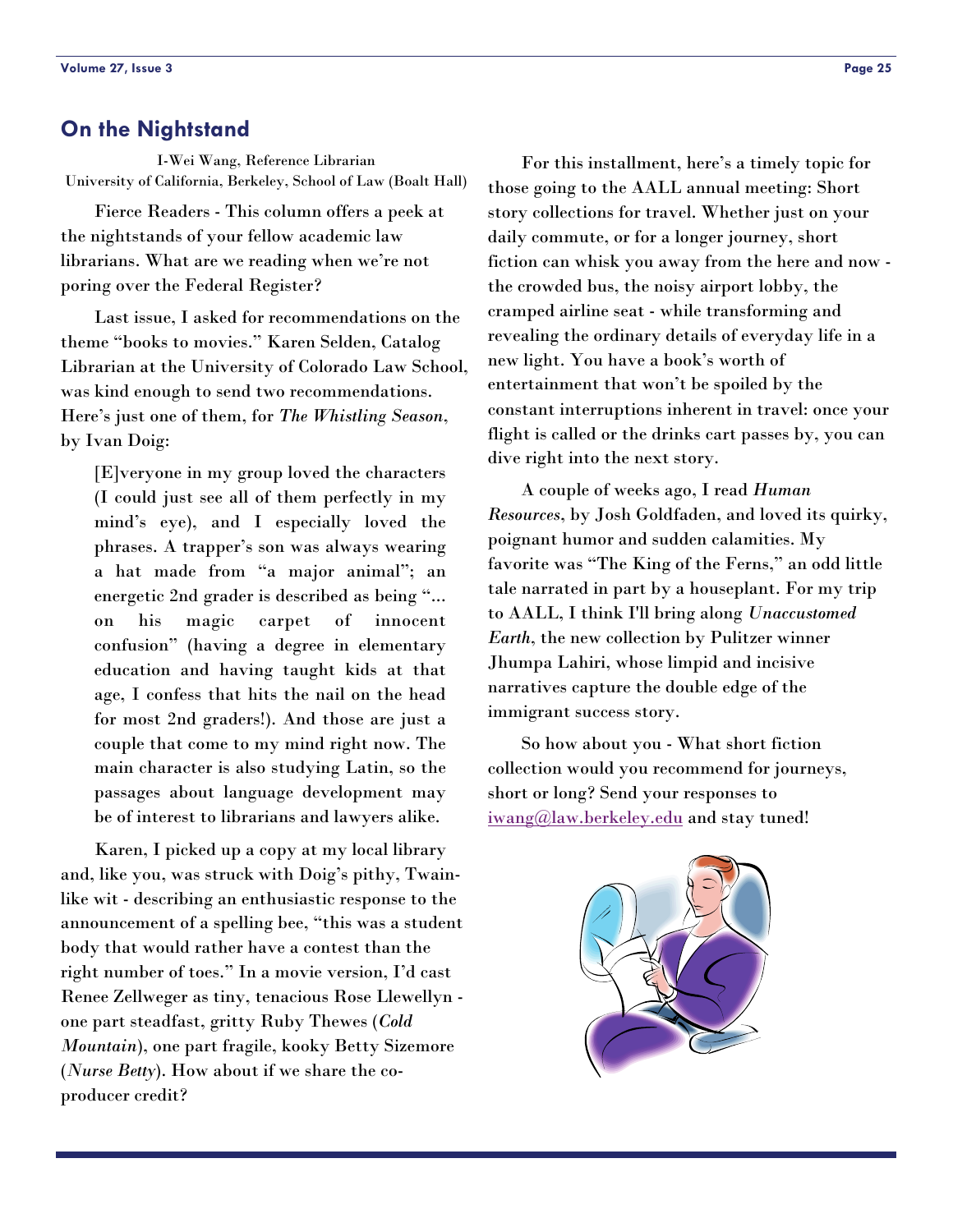## On the Nightstand

I-Wei Wang, Reference Librarian
University of California, Berkeley, School of Law (Boalt Hall)

Fierce Readers - This column offers a peek at the nightstands of your fellow academic law librarians. What are we reading when we're not poring over the Federal Register?

Last issue, I asked for recommendations on the theme "books to movies." Karen Selden, Catalog Librarian at the University of Colorado Law School, was kind enough to send two recommendations. Here's just one of them, for *The Whistling Season*, by Ivan Doig:

> [E]veryone in my group loved the characters (I could just see all of them perfectly in my mind's eye), and I especially loved the phrases. A trapper's son was always wearing a hat made from "a major animal"; an energetic 2nd grader is described as being "... on his magic carpet of innocent confusion" (having a degree in elementary education and having taught kids at that age, I confess that hits the nail on the head for most 2nd graders!). And those are just a couple that come to my mind right now. The main character is also studying Latin, so the passages about language development may be of interest to librarians and lawyers alike.

Karen, I picked up a copy at my local library and, like you, was struck with Doig's pithy, Twain-like wit - describing an enthusiastic response to the announcement of a spelling bee, "this was a student body that would rather have a contest than the right number of toes." In a movie version, I'd cast Renee Zellweger as tiny, tenacious Rose Llewellyn - one part steadfast, gritty Ruby Thewes (*Cold Mountain*), one part fragile, kooky Betty Sizemore (*Nurse Betty*). How about if we share the co-producer credit?

For this installment, here's a timely topic for those going to the AALL annual meeting: Short story collections for travel. Whether just on your daily commute, or for a longer journey, short fiction can whisk you away from the here and now - the crowded bus, the noisy airport lobby, the cramped airline seat - while transforming and revealing the ordinary details of everyday life in a new light. You have a book's worth of entertainment that won't be spoiled by the constant interruptions inherent in travel: once your flight is called or the drinks cart passes by, you can dive right into the next story.

A couple of weeks ago, I read *Human Resources*, by Josh Goldfaden, and loved its quirky, poignant humor and sudden calamities. My favorite was "The King of the Ferns," an odd little tale narrated in part by a houseplant. For my trip to AALL, I think I'll bring along *Unaccustomed Earth*, the new collection by Pulitzer winner Jhumpa Lahiri, whose limpid and incisive narratives capture the double edge of the immigrant success story.

So how about you - What short fiction collection would you recommend for journeys, short or long? Send your responses to iwang@law.berkeley.edu and stay tuned!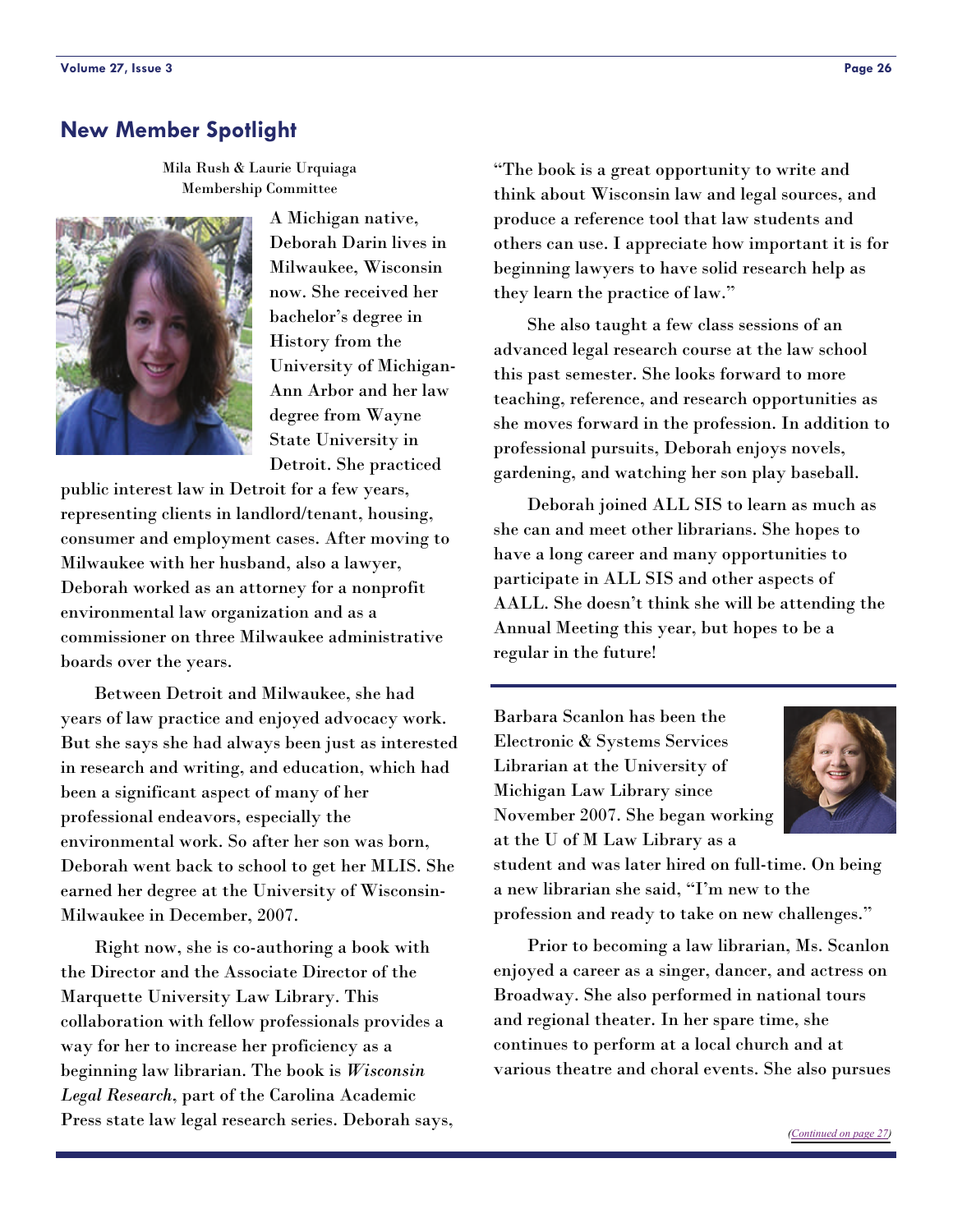## New Member Spotlight

Mila Rush & Laurie Urquiaga
Membership Committee

A Michigan native, Deborah Darin lives in Milwaukee, Wisconsin now. She received her bachelor's degree in History from the University of Michigan-Ann Arbor and her law degree from Wayne State University in Detroit. She practiced public interest law in Detroit for a few years, representing clients in landlord/tenant, housing, consumer and employment cases. After moving to Milwaukee with her husband, also a lawyer, Deborah worked as an attorney for a nonprofit environmental law organization and as a commissioner on three Milwaukee administrative boards over the years.

Between Detroit and Milwaukee, she had years of law practice and enjoyed advocacy work. But she says she had always been just as interested in research and writing, and education, which had been a significant aspect of many of her professional endeavors, especially the environmental work. So after her son was born, Deborah went back to school to get her MLIS. She earned her degree at the University of Wisconsin-Milwaukee in December, 2007.

Right now, she is co-authoring a book with the Director and the Associate Director of the Marquette University Law Library. This collaboration with fellow professionals provides a way for her to increase her proficiency as a beginning law librarian. The book is *Wisconsin Legal Research*, part of the Carolina Academic Press state law legal research series. Deborah says, "The book is a great opportunity to write and think about Wisconsin law and legal sources, and produce a reference tool that law students and others can use. I appreciate how important it is for beginning lawyers to have solid research help as they learn the practice of law."

She also taught a few class sessions of an advanced legal research course at the law school this past semester. She looks forward to more teaching, reference, and research opportunities as she moves forward in the profession. In addition to professional pursuits, Deborah enjoys novels, gardening, and watching her son play baseball.

Deborah joined ALL SIS to learn as much as she can and meet other librarians. She hopes to have a long career and many opportunities to participate in ALL SIS and other aspects of AALL. She doesn't think she will be attending the Annual Meeting this year, but hopes to be a regular in the future!

---

Barbara Scanlon has been the Electronic & Systems Services Librarian at the University of Michigan Law Library since November 2007. She began working at the U of M Law Library as a student and was later hired on full-time. On being a new librarian she said, "I'm new to the profession and ready to take on new challenges."

Prior to becoming a law librarian, Ms. Scanlon enjoyed a career as a singer, dancer, and actress on Broadway. She also performed in national tours and regional theater. In her spare time, she continues to perform at a local church and at various theatre and choral events. She also pursues

*(Continued on page 27)*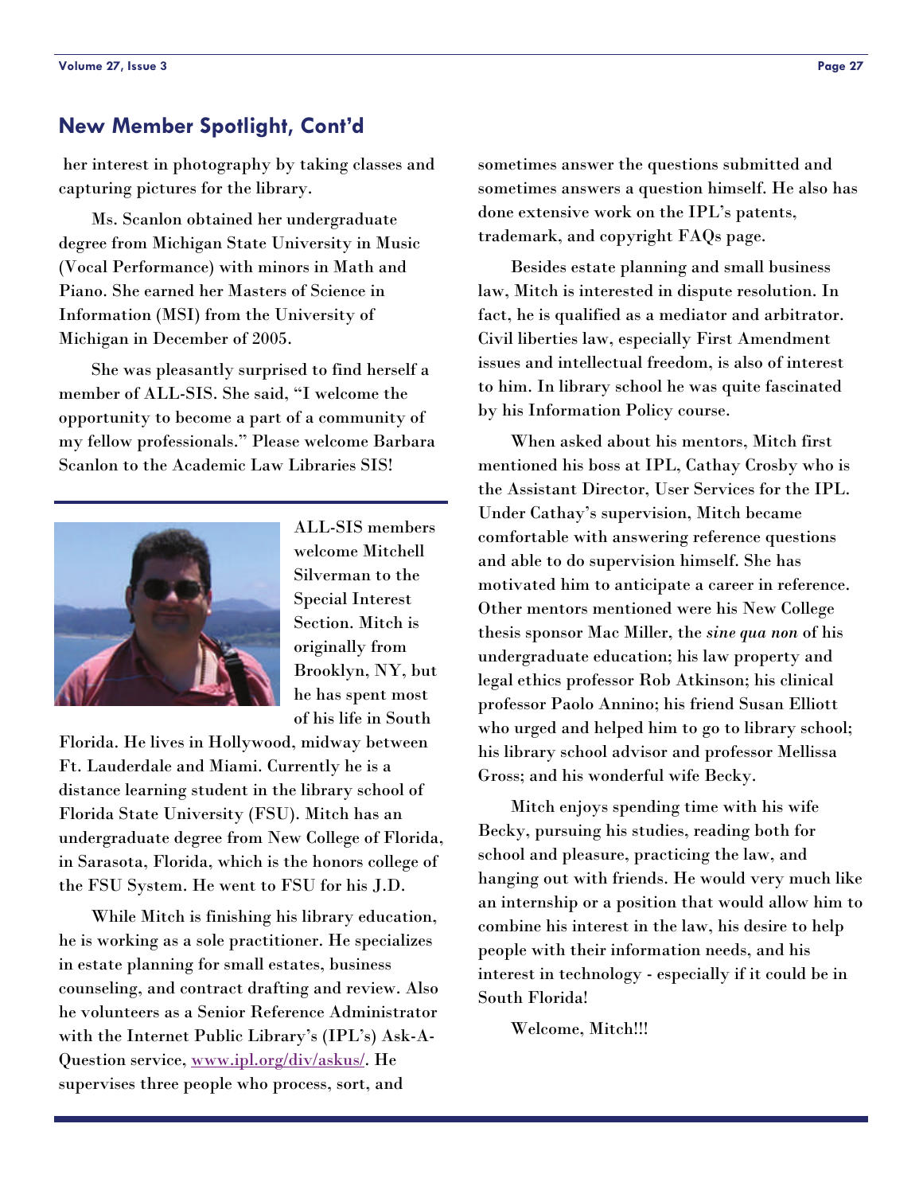## New Member Spotlight, Cont'd

her interest in photography by taking classes and capturing pictures for the library.

Ms. Scanlon obtained her undergraduate degree from Michigan State University in Music (Vocal Performance) with minors in Math and Piano. She earned her Masters of Science in Information (MSI) from the University of Michigan in December of 2005.

She was pleasantly surprised to find herself a member of ALL-SIS. She said, "I welcome the opportunity to become a part of a community of my fellow professionals." Please welcome Barbara Scanlon to the Academic Law Libraries SIS!

---

ALL-SIS members welcome Mitchell Silverman to the Special Interest Section. Mitch is originally from Brooklyn, NY, but he has spent most of his life in South Florida. He lives in Hollywood, midway between Ft. Lauderdale and Miami. Currently he is a distance learning student in the library school of Florida State University (FSU). Mitch has an undergraduate degree from New College of Florida, in Sarasota, Florida, which is the honors college of the FSU System. He went to FSU for his J.D.

While Mitch is finishing his library education, he is working as a sole practitioner. He specializes in estate planning for small estates, business counseling, and contract drafting and review. Also he volunteers as a Senior Reference Administrator with the Internet Public Library's (IPL's) Ask-A-Question service, [www.ipl.org/div/askus/](www.ipl.org/div/askus/). He supervises three people who process, sort, and sometimes answer the questions submitted and sometimes answers a question himself. He also has done extensive work on the IPL's patents, trademark, and copyright FAQs page.

Besides estate planning and small business law, Mitch is interested in dispute resolution. In fact, he is qualified as a mediator and arbitrator. Civil liberties law, especially First Amendment issues and intellectual freedom, is also of interest to him. In library school he was quite fascinated by his Information Policy course.

When asked about his mentors, Mitch first mentioned his boss at IPL, Cathay Crosby who is the Assistant Director, User Services for the IPL. Under Cathay's supervision, Mitch became comfortable with answering reference questions and able to do supervision himself. She has motivated him to anticipate a career in reference. Other mentors mentioned were his New College thesis sponsor Mac Miller, the *sine qua non* of his undergraduate education; his law property and legal ethics professor Rob Atkinson; his clinical professor Paolo Annino; his friend Susan Elliott who urged and helped him to go to library school; his library school advisor and professor Mellissa Gross; and his wonderful wife Becky.

Mitch enjoys spending time with his wife Becky, pursuing his studies, reading both for school and pleasure, practicing the law, and hanging out with friends. He would very much like an internship or a position that would allow him to combine his interest in the law, his desire to help people with their information needs, and his interest in technology - especially if it could be in South Florida!

Welcome, Mitch!!!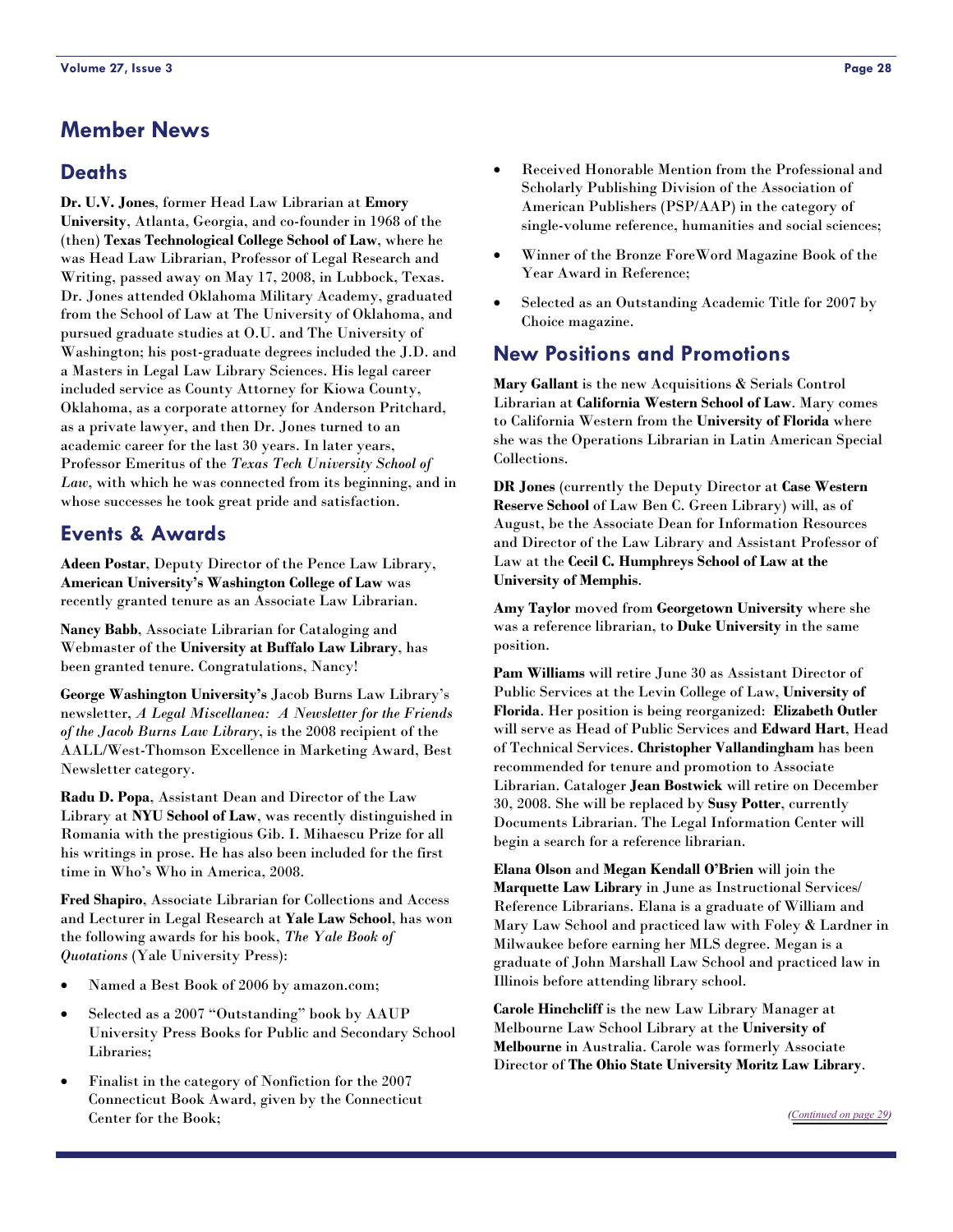# Member News

## Deaths

**Dr. U.V. Jones**, former Head Law Librarian at **Emory University**, Atlanta, Georgia, and co-founder in 1968 of the (then) **Texas Technological College School of Law**, where he was Head Law Librarian, Professor of Legal Research and Writing, passed away on May 17, 2008, in Lubbock, Texas. Dr. Jones attended Oklahoma Military Academy, graduated from the School of Law at The University of Oklahoma, and pursued graduate studies at O.U. and The University of Washington; his post-graduate degrees included the J.D. and a Masters in Legal Law Library Sciences. His legal career included service as County Attorney for Kiowa County, Oklahoma, as a corporate attorney for Anderson Pritchard, as a private lawyer, and then Dr. Jones turned to an academic career for the last 30 years. In later years, Professor Emeritus of the *Texas Tech University School of Law*, with which he was connected from its beginning, and in whose successes he took great pride and satisfaction.

## Events & Awards

**Adeen Postar**, Deputy Director of the Pence Law Library, **American University's Washington College of Law** was recently granted tenure as an Associate Law Librarian.

**Nancy Babb**, Associate Librarian for Cataloging and Webmaster of the **University at Buffalo Law Library**, has been granted tenure. Congratulations, Nancy!

**George Washington University's** Jacob Burns Law Library's newsletter, *A Legal Miscellanea: A Newsletter for the Friends of the Jacob Burns Law Library*, is the 2008 recipient of the AALL/West-Thomson Excellence in Marketing Award, Best Newsletter category.

**Radu D. Popa**, Assistant Dean and Director of the Law Library at **NYU School of Law**, was recently distinguished in Romania with the prestigious Gib. I. Mihaescu Prize for all his writings in prose. He has also been included for the first time in Who's Who in America, 2008.

**Fred Shapiro**, Associate Librarian for Collections and Access and Lecturer in Legal Research at **Yale Law School**, has won the following awards for his book, *The Yale Book of Quotations* (Yale University Press):

- Named a Best Book of 2006 by amazon.com;
- Selected as a 2007 "Outstanding" book by AAUP University Press Books for Public and Secondary School Libraries;
- Finalist in the category of Nonfiction for the 2007 Connecticut Book Award, given by the Connecticut Center for the Book;
- Received Honorable Mention from the Professional and Scholarly Publishing Division of the Association of American Publishers (PSP/AAP) in the category of single-volume reference, humanities and social sciences;
- Winner of the Bronze ForeWord Magazine Book of the Year Award in Reference;
- Selected as an Outstanding Academic Title for 2007 by Choice magazine.

## New Positions and Promotions

**Mary Gallant** is the new Acquisitions & Serials Control Librarian at **California Western School of Law**. Mary comes to California Western from the **University of Florida** where she was the Operations Librarian in Latin American Special Collections.

**DR Jones** (currently the Deputy Director at **Case Western Reserve School** of Law Ben C. Green Library) will, as of August, be the Associate Dean for Information Resources and Director of the Law Library and Assistant Professor of Law at the **Cecil C. Humphreys School of Law at the University of Memphis**.

**Amy Taylor** moved from **Georgetown University** where she was a reference librarian, to **Duke University** in the same position.

**Pam Williams** will retire June 30 as Assistant Director of Public Services at the Levin College of Law, **University of Florida**. Her position is being reorganized: **Elizabeth Outler** will serve as Head of Public Services and **Edward Hart**, Head of Technical Services. **Christopher Vallandingham** has been recommended for tenure and promotion to Associate Librarian. Cataloger **Jean Bostwick** will retire on December 30, 2008. She will be replaced by **Susy Potter**, currently Documents Librarian. The Legal Information Center will begin a search for a reference librarian.

**Elana Olson** and **Megan Kendall O'Brien** will join the **Marquette Law Library** in June as Instructional Services/ Reference Librarians. Elana is a graduate of William and Mary Law School and practiced law with Foley & Lardner in Milwaukee before earning her MLS degree. Megan is a graduate of John Marshall Law School and practiced law in Illinois before attending library school.

**Carole Hinchcliff** is the new Law Library Manager at Melbourne Law School Library at the **University of Melbourne** in Australia. Carole was formerly Associate Director of **The Ohio State University Moritz Law Library**.

*(Continued on page 29)*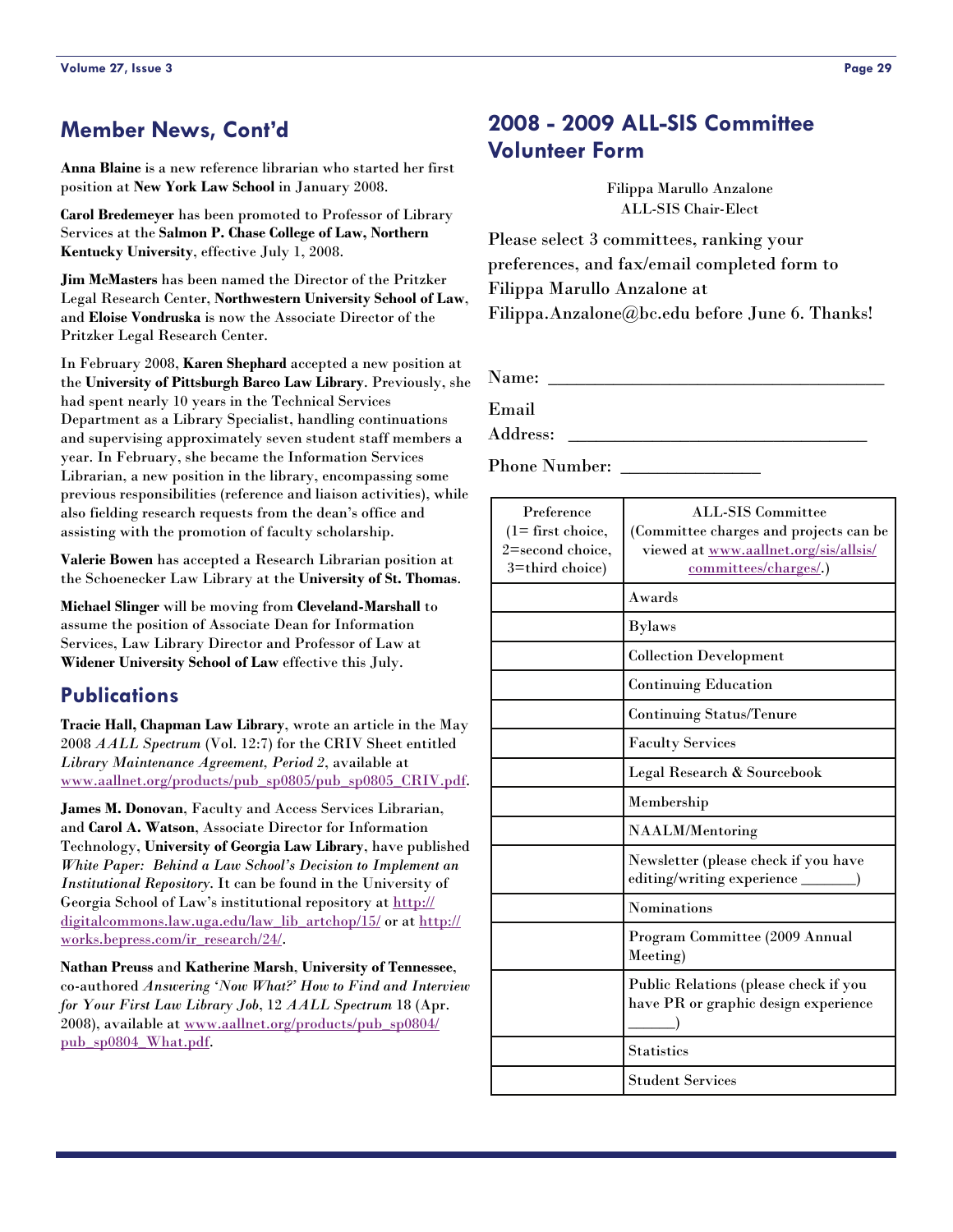## Member News, Cont'd

**Anna Blaine** is a new reference librarian who started her first position at **New York Law School** in January 2008.

**Carol Bredemeyer** has been promoted to Professor of Library Services at the **Salmon P. Chase College of Law, Northern Kentucky University**, effective July 1, 2008.

**Jim McMasters** has been named the Director of the Pritzker Legal Research Center, **Northwestern University School of Law**, and **Eloise Vondruska** is now the Associate Director of the Pritzker Legal Research Center.

In February 2008, **Karen Shephard** accepted a new position at the **University of Pittsburgh Barco Law Library**. Previously, she had spent nearly 10 years in the Technical Services Department as a Library Specialist, handling continuations and supervising approximately seven student staff members a year. In February, she became the Information Services Librarian, a new position in the library, encompassing some previous responsibilities (reference and liaison activities), while also fielding research requests from the dean's office and assisting with the promotion of faculty scholarship.

**Valerie Bowen** has accepted a Research Librarian position at the Schoenecker Law Library at the **University of St. Thomas**.

**Michael Slinger** will be moving from **Cleveland-Marshall** to assume the position of Associate Dean for Information Services, Law Library Director and Professor of Law at **Widener University School of Law** effective this July.

## Publications

**Tracie Hall, Chapman Law Library**, wrote an article in the May 2008 *AALL Spectrum* (Vol. 12:7) for the CRIV Sheet entitled *Library Maintenance Agreement, Period 2*, available at www.aallnet.org/products/pub_sp0805/pub_sp0805_CRIV.pdf.

**James M. Donovan**, Faculty and Access Services Librarian, and **Carol A. Watson**, Associate Director for Information Technology, **University of Georgia Law Library**, have published *White Paper: Behind a Law School's Decision to Implement an Institutional Repository*. It can be found in the University of Georgia School of Law's institutional repository at http://digitalcommons.law.uga.edu/law_lib_artchop/15/ or at http://works.bepress.com/ir_research/24/.

**Nathan Preuss** and **Katherine Marsh**, **University of Tennessee**, co-authored *Answering 'Now What?' How to Find and Interview for Your First Law Library Job*, 12 *AALL Spectrum* 18 (Apr. 2008), available at www.aallnet.org/products/pub_sp0804/pub_sp0804_What.pdf.

## 2008 - 2009 ALL-SIS Committee Volunteer Form

Filippa Marullo Anzalone
ALL-SIS Chair-Elect

Please select 3 committees, ranking your preferences, and fax/email completed form to Filippa Marullo Anzalone at Filippa.Anzalone@bc.edu before June 6. Thanks!

Name: ___________________________________

Email Address: ______________________________

Phone Number: ______________

| Preference (1= first choice, 2=second choice, 3=third choice) | ALL-SIS Committee (Committee charges and projects can be viewed at www.aallnet.org/sis/allsis/committees/charges/.) |
|---|---|
| | Awards |
| | Bylaws |
| | Collection Development |
| | Continuing Education |
| | Continuing Status/Tenure |
| | Faculty Services |
| | Legal Research & Sourcebook |
| | Membership |
| | NAALM/Mentoring |
| | Newsletter (please check if you have editing/writing experience _______) |
| | Nominations |
| | Program Committee (2009 Annual Meeting) |
| | Public Relations (please check if you have PR or graphic design experience ______) |
| | Statistics |
| | Student Services |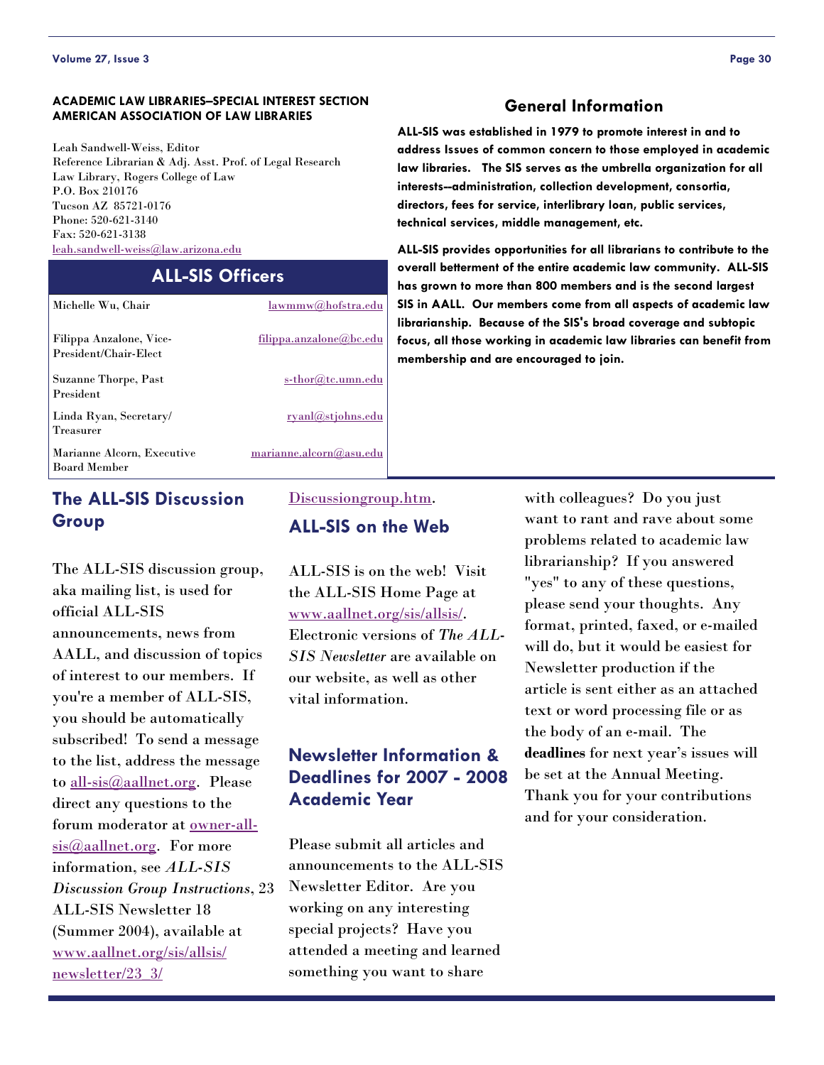**ACADEMIC LAW LIBRARIES—SPECIAL INTEREST SECTION**
**AMERICAN ASSOCIATION OF LAW LIBRARIES**

Leah Sandwell-Weiss, Editor
Reference Librarian & Adj. Asst. Prof. of Legal Research
Law Library, Rogers College of Law
P.O. Box 210176
Tucson AZ 85721-0176
Phone: 520-621-3140
Fax: 520-621-3138
leah.sandwell-weiss@law.arizona.edu

## ALL-SIS Officers

| | |
|---|---|
| Michelle Wu, Chair | lawmmw@hofstra.edu |
| Filippa Anzalone, Vice-President/Chair-Elect | filippa.anzalone@bc.edu |
| Suzanne Thorpe, Past President | s-thor@tc.umn.edu |
| Linda Ryan, Secretary/Treasurer | ryanl@stjohns.edu |
| Marianne Alcorn, Executive Board Member | marianne.alcorn@asu.edu |

## General Information

**ALL-SIS was established in 1979 to promote interest in and to address Issues of common concern to those employed in academic law libraries. The SIS serves as the umbrella organization for all interests--administration, collection development, consortia, directors, fees for service, interlibrary loan, public services, technical services, middle management, etc.**

**ALL-SIS provides opportunities for all librarians to contribute to the overall betterment of the entire academic law community. ALL-SIS has grown to more than 800 members and is the second largest SIS in AALL. Our members come from all aspects of academic law librarianship. Because of the SIS's broad coverage and subtopic focus, all those working in academic law libraries can benefit from membership and are encouraged to join.**

## The ALL-SIS Discussion Group

The ALL-SIS discussion group, aka mailing list, is used for official ALL-SIS announcements, news from AALL, and discussion of topics of interest to our members. If you're a member of ALL-SIS, you should be automatically subscribed! To send a message to the list, address the message to all-sis@aallnet.org. Please direct any questions to the forum moderator at owner-all-sis@aallnet.org. For more information, see *ALL-SIS Discussion Group Instructions*, 23 ALL-SIS Newsletter 18 (Summer 2004), available at www.aallnet.org/sis/allsis/newsletter/23_3/Discussiongroup.htm.

## ALL-SIS on the Web

ALL-SIS is on the web! Visit the ALL-SIS Home Page at www.aallnet.org/sis/allsis/. Electronic versions of *The ALL-SIS Newsletter* are available on our website, as well as other vital information.

## Newsletter Information & Deadlines for 2007 - 2008 Academic Year

Please submit all articles and announcements to the ALL-SIS Newsletter Editor. Are you working on any interesting special projects? Have you attended a meeting and learned something you want to share with colleagues? Do you just want to rant and rave about some problems related to academic law librarianship? If you answered "yes" to any of these questions, please send your thoughts. Any format, printed, faxed, or e-mailed will do, but it would be easiest for Newsletter production if the article is sent either as an attached text or word processing file or as the body of an e-mail. The **deadlines** for next year's issues will be set at the Annual Meeting. Thank you for your contributions and for your consideration.